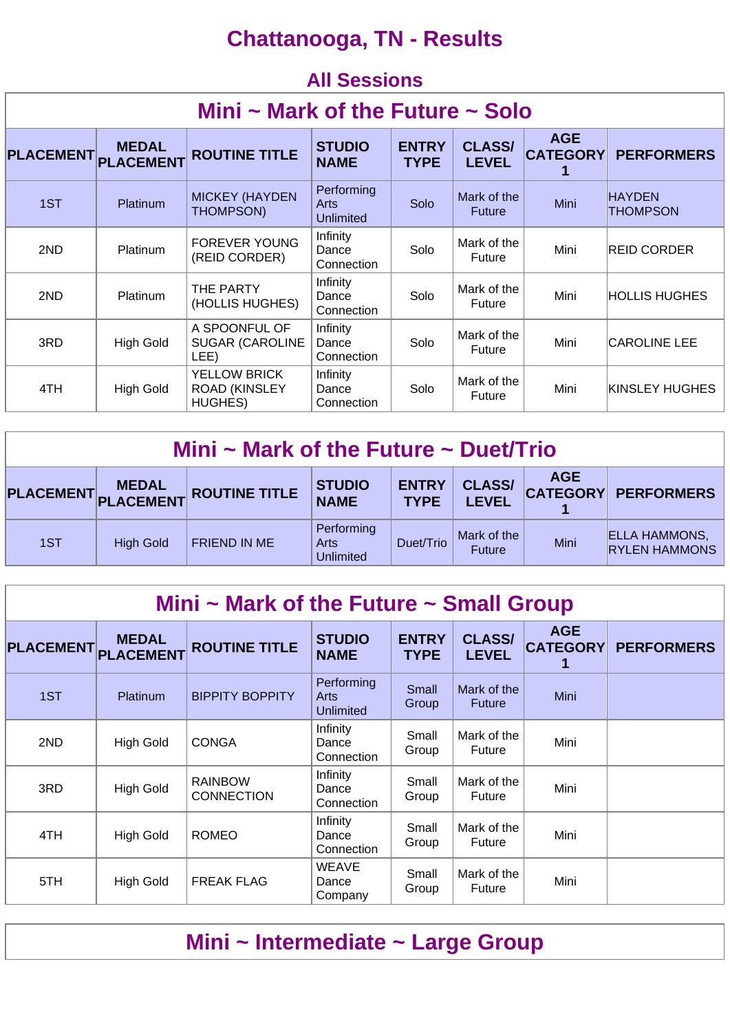# Chattanooga, TN - Results

## All Sessions

### Mini ~ Mark of the Future ~ Solo

| PLACEMENT | MEDAL PLACEMENT | ROUTINE TITLE | STUDIO NAME | ENTRY TYPE | CLASS/ LEVEL | AGE CATEGORY 1 | PERFORMERS |
|---|---|---|---|---|---|---|---|
| 1ST | Platinum | MICKEY (HAYDEN THOMPSON) | Performing Arts Unlimited | Solo | Mark of the Future | Mini | HAYDEN THOMPSON |
| 2ND | Platinum | FOREVER YOUNG (REID CORDER) | Infinity Dance Connection | Solo | Mark of the Future | Mini | REID CORDER |
| 2ND | Platinum | THE PARTY (HOLLIS HUGHES) | Infinity Dance Connection | Solo | Mark of the Future | Mini | HOLLIS HUGHES |
| 3RD | High Gold | A SPOONFUL OF SUGAR (CAROLINE LEE) | Infinity Dance Connection | Solo | Mark of the Future | Mini | CAROLINE LEE |
| 4TH | High Gold | YELLOW BRICK ROAD (KINSLEY HUGHES) | Infinity Dance Connection | Solo | Mark of the Future | Mini | KINSLEY HUGHES |

### Mini ~ Mark of the Future ~ Duet/Trio

| PLACEMENT | MEDAL PLACEMENT | ROUTINE TITLE | STUDIO NAME | ENTRY TYPE | CLASS/ LEVEL | AGE CATEGORY 1 | PERFORMERS |
|---|---|---|---|---|---|---|---|
| 1ST | High Gold | FRIEND IN ME | Performing Arts Unlimited | Duet/Trio | Mark of the Future | Mini | ELLA HAMMONS, RYLEN HAMMONS |

### Mini ~ Mark of the Future ~ Small Group

| PLACEMENT | MEDAL PLACEMENT | ROUTINE TITLE | STUDIO NAME | ENTRY TYPE | CLASS/ LEVEL | AGE CATEGORY 1 | PERFORMERS |
|---|---|---|---|---|---|---|---|
| 1ST | Platinum | BIPPITY BOPPITY | Performing Arts Unlimited | Small Group | Mark of the Future | Mini | |
| 2ND | High Gold | CONGA | Infinity Dance Connection | Small Group | Mark of the Future | Mini | |
| 3RD | High Gold | RAINBOW CONNECTION | Infinity Dance Connection | Small Group | Mark of the Future | Mini | |
| 4TH | High Gold | ROMEO | Infinity Dance Connection | Small Group | Mark of the Future | Mini | |
| 5TH | High Gold | FREAK FLAG | WEAVE Dance Company | Small Group | Mark of the Future | Mini | |

### Mini ~ Intermediate ~ Large Group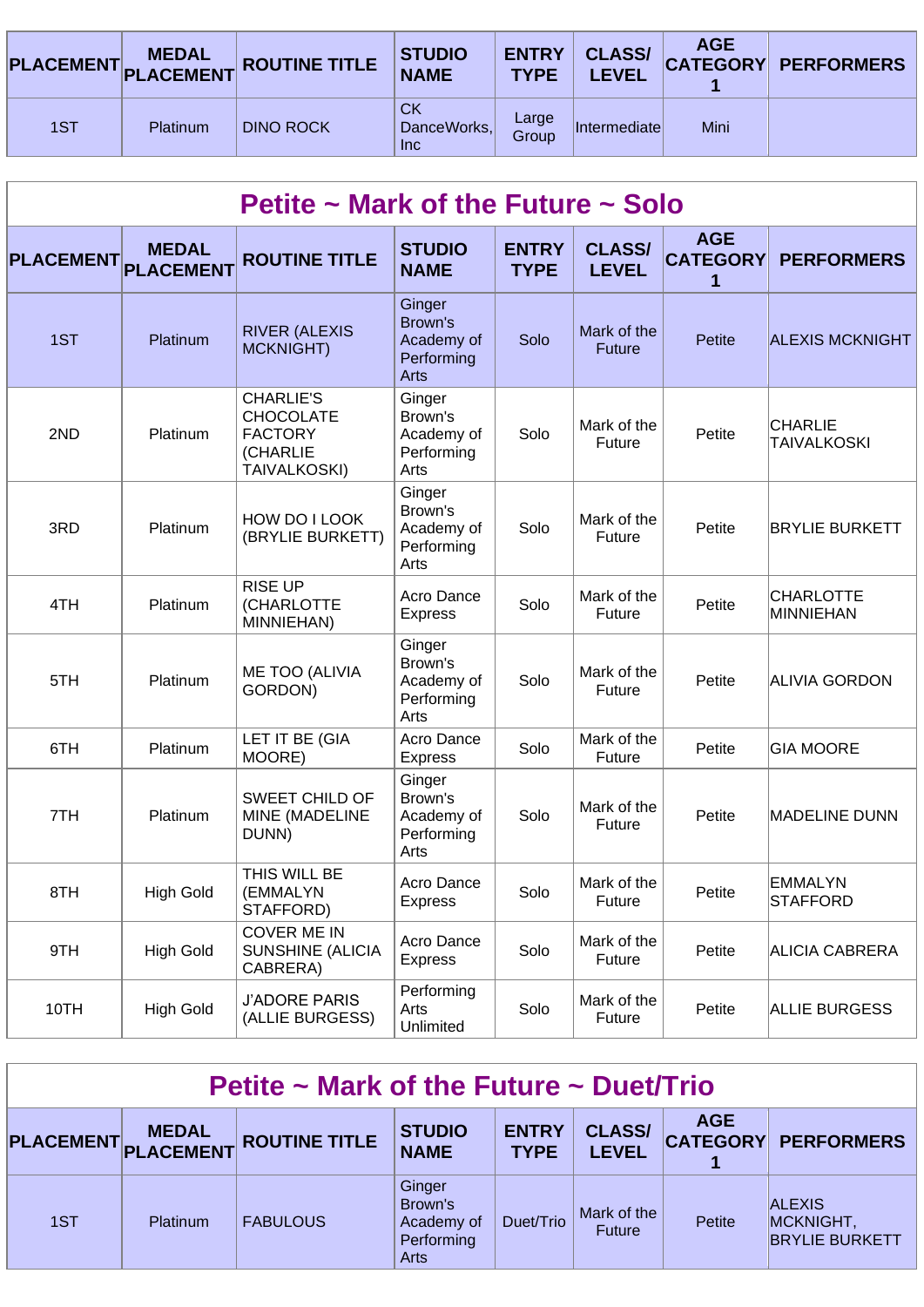| PLACEMENT | MEDAL PLACEMENT | ROUTINE TITLE | STUDIO NAME | ENTRY TYPE | CLASS/ LEVEL | AGE CATEGORY 1 | PERFORMERS |
|---|---|---|---|---|---|---|---|
| 1ST | Platinum | DINO ROCK | CK DanceWorks, Inc | Large Group | Intermediate | Mini | |

## Petite ~ Mark of the Future ~ Solo

| PLACEMENT | MEDAL PLACEMENT | ROUTINE TITLE | STUDIO NAME | ENTRY TYPE | CLASS/ LEVEL | AGE CATEGORY 1 | PERFORMERS |
|---|---|---|---|---|---|---|---|
| 1ST | Platinum | RIVER (ALEXIS MCKNIGHT) | Ginger Brown's Academy of Performing Arts | Solo | Mark of the Future | Petite | ALEXIS MCKNIGHT |
| 2ND | Platinum | CHARLIE'S CHOCOLATE FACTORY (CHARLIE TAIVALKOSKI) | Ginger Brown's Academy of Performing Arts | Solo | Mark of the Future | Petite | CHARLIE TAIVALKOSKI |
| 3RD | Platinum | HOW DO I LOOK (BRYLIE BURKETT) | Ginger Brown's Academy of Performing Arts | Solo | Mark of the Future | Petite | BRYLIE BURKETT |
| 4TH | Platinum | RISE UP (CHARLOTTE MINNIEHAN) | Acro Dance Express | Solo | Mark of the Future | Petite | CHARLOTTE MINNIEHAN |
| 5TH | Platinum | ME TOO (ALIVIA GORDON) | Ginger Brown's Academy of Performing Arts | Solo | Mark of the Future | Petite | ALIVIA GORDON |
| 6TH | Platinum | LET IT BE (GIA MOORE) | Acro Dance Express | Solo | Mark of the Future | Petite | GIA MOORE |
| 7TH | Platinum | SWEET CHILD OF MINE (MADELINE DUNN) | Ginger Brown's Academy of Performing Arts | Solo | Mark of the Future | Petite | MADELINE DUNN |
| 8TH | High Gold | THIS WILL BE (EMMALYN STAFFORD) | Acro Dance Express | Solo | Mark of the Future | Petite | EMMALYN STAFFORD |
| 9TH | High Gold | COVER ME IN SUNSHINE (ALICIA CABRERA) | Acro Dance Express | Solo | Mark of the Future | Petite | ALICIA CABRERA |
| 10TH | High Gold | J'ADORE PARIS (ALLIE BURGESS) | Performing Arts Unlimited | Solo | Mark of the Future | Petite | ALLIE BURGESS |

## Petite ~ Mark of the Future ~ Duet/Trio

| PLACEMENT | MEDAL PLACEMENT | ROUTINE TITLE | STUDIO NAME | ENTRY TYPE | CLASS/ LEVEL | AGE CATEGORY 1 | PERFORMERS |
|---|---|---|---|---|---|---|---|
| 1ST | Platinum | FABULOUS | Ginger Brown's Academy of Performing Arts | Duet/Trio | Mark of the Future | Petite | ALEXIS MCKNIGHT, BRYLIE BURKETT |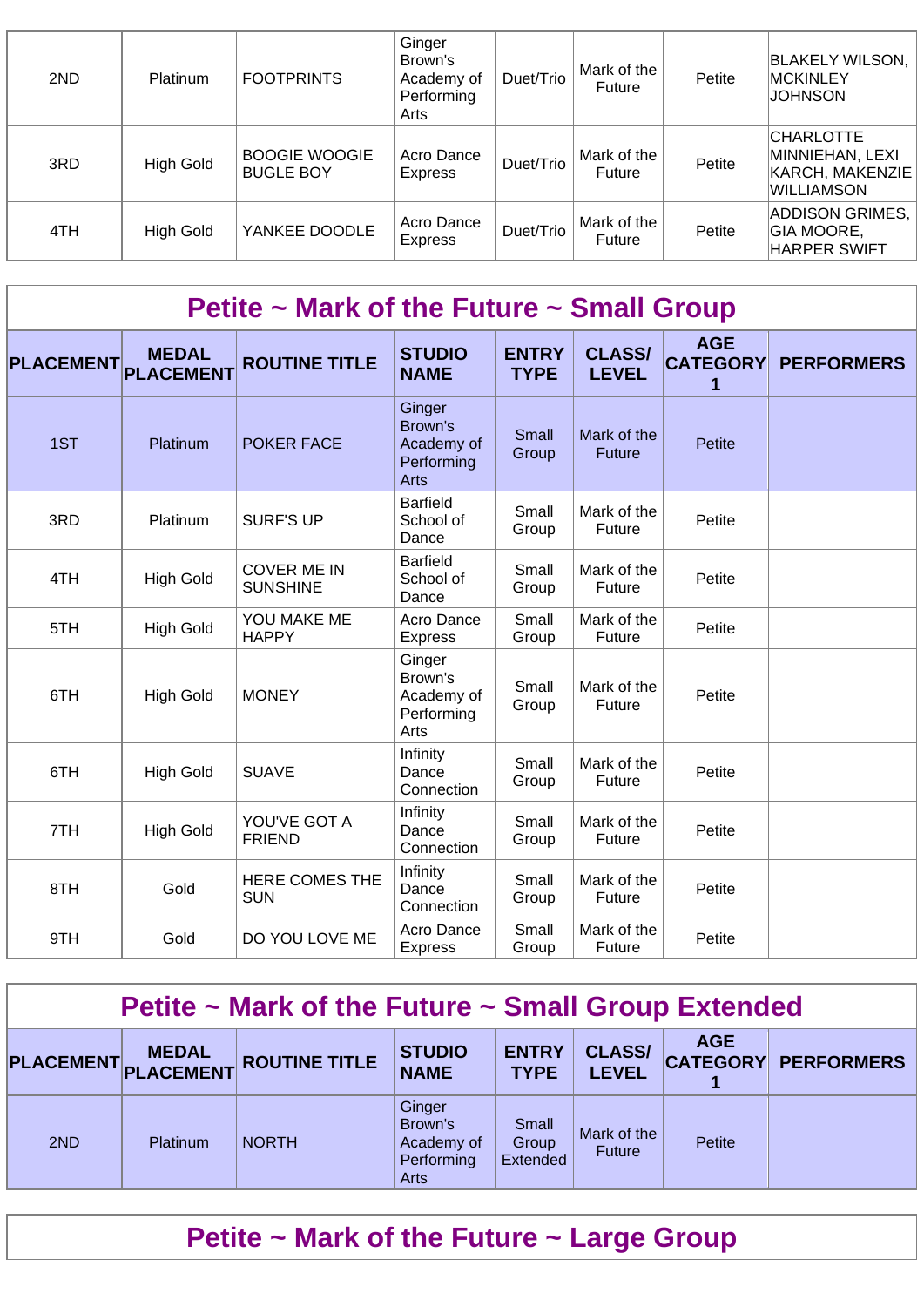| 2ND | Platinum | FOOTPRINTS | Ginger Brown's Academy of Performing Arts | Duet/Trio | Mark of the Future | Petite | BLAKELY WILSON, MCKINLEY JOHNSON |
|---|---|---|---|---|---|---|---|
| 3RD | High Gold | BOOGIE WOOGIE BUGLE BOY | Acro Dance Express | Duet/Trio | Mark of the Future | Petite | CHARLOTTE MINNIEHAN, LEXI KARCH, MAKENZIE WILLIAMSON |
| 4TH | High Gold | YANKEE DOODLE | Acro Dance Express | Duet/Trio | Mark of the Future | Petite | ADDISON GRIMES, GIA MOORE, HARPER SWIFT |

## Petite ~ Mark of the Future ~ Small Group

| PLACEMENT | MEDAL PLACEMENT | ROUTINE TITLE | STUDIO NAME | ENTRY TYPE | CLASS/ LEVEL | AGE CATEGORY 1 | PERFORMERS |
|---|---|---|---|---|---|---|---|
| 1ST | Platinum | POKER FACE | Ginger Brown's Academy of Performing Arts | Small Group | Mark of the Future | Petite | |
| 3RD | Platinum | SURF'S UP | Barfield School of Dance | Small Group | Mark of the Future | Petite | |
| 4TH | High Gold | COVER ME IN SUNSHINE | Barfield School of Dance | Small Group | Mark of the Future | Petite | |
| 5TH | High Gold | YOU MAKE ME HAPPY | Acro Dance Express | Small Group | Mark of the Future | Petite | |
| 6TH | High Gold | MONEY | Ginger Brown's Academy of Performing Arts | Small Group | Mark of the Future | Petite | |
| 6TH | High Gold | SUAVE | Infinity Dance Connection | Small Group | Mark of the Future | Petite | |
| 7TH | High Gold | YOU'VE GOT A FRIEND | Infinity Dance Connection | Small Group | Mark of the Future | Petite | |
| 8TH | Gold | HERE COMES THE SUN | Infinity Dance Connection | Small Group | Mark of the Future | Petite | |
| 9TH | Gold | DO YOU LOVE ME | Acro Dance Express | Small Group | Mark of the Future | Petite | |

## Petite ~ Mark of the Future ~ Small Group Extended

| PLACEMENT | MEDAL PLACEMENT | ROUTINE TITLE | STUDIO NAME | ENTRY TYPE | CLASS/ LEVEL | AGE CATEGORY 1 | PERFORMERS |
|---|---|---|---|---|---|---|---|
| 2ND | Platinum | NORTH | Ginger Brown's Academy of Performing Arts | Small Group Extended | Mark of the Future | Petite | |

## Petite ~ Mark of the Future ~ Large Group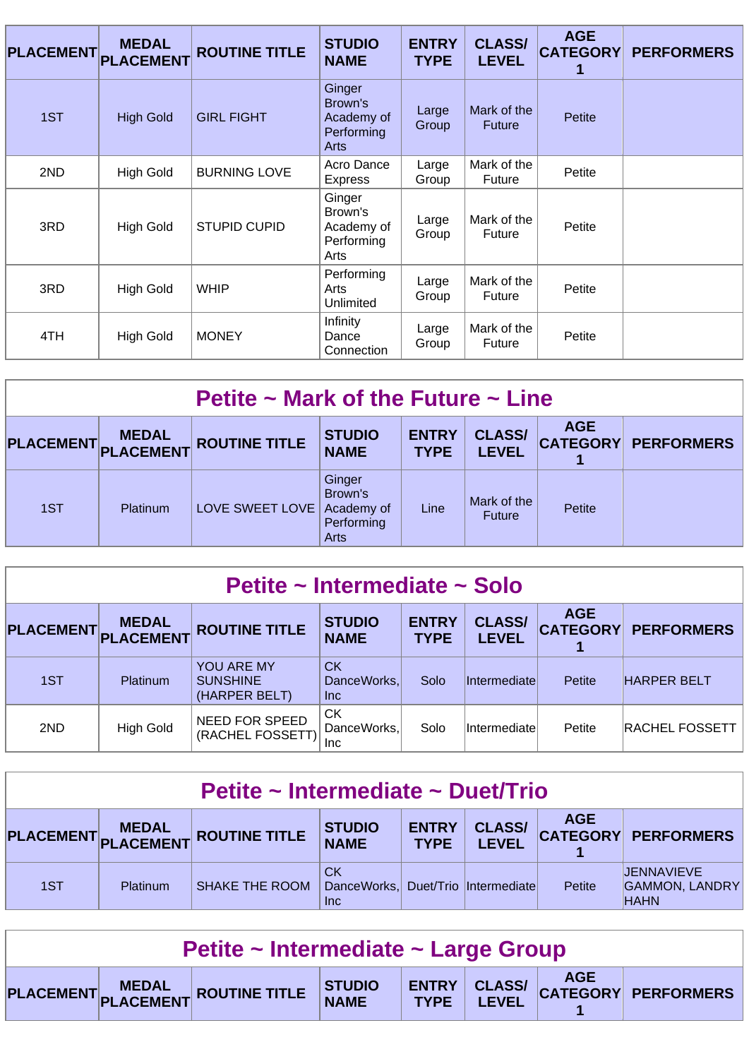| PLACEMENT | MEDAL PLACEMENT | ROUTINE TITLE | STUDIO NAME | ENTRY TYPE | CLASS/ LEVEL | AGE CATEGORY 1 | PERFORMERS |
|---|---|---|---|---|---|---|---|
| 1ST | High Gold | GIRL FIGHT | Ginger Brown's Academy of Performing Arts | Large Group | Mark of the Future | Petite | |
| 2ND | High Gold | BURNING LOVE | Acro Dance Express | Large Group | Mark of the Future | Petite | |
| 3RD | High Gold | STUPID CUPID | Ginger Brown's Academy of Performing Arts | Large Group | Mark of the Future | Petite | |
| 3RD | High Gold | WHIP | Performing Arts Unlimited | Large Group | Mark of the Future | Petite | |
| 4TH | High Gold | MONEY | Infinity Dance Connection | Large Group | Mark of the Future | Petite | |

## Petite ~ Mark of the Future ~ Line

| PLACEMENT | MEDAL PLACEMENT | ROUTINE TITLE | STUDIO NAME | ENTRY TYPE | CLASS/ LEVEL | AGE CATEGORY 1 | PERFORMERS |
|---|---|---|---|---|---|---|---|
| 1ST | Platinum | LOVE SWEET LOVE | Ginger Brown's Academy of Performing Arts | Line | Mark of the Future | Petite | |

## Petite ~ Intermediate ~ Solo

| PLACEMENT | MEDAL PLACEMENT | ROUTINE TITLE | STUDIO NAME | ENTRY TYPE | CLASS/ LEVEL | AGE CATEGORY 1 | PERFORMERS |
|---|---|---|---|---|---|---|---|
| 1ST | Platinum | YOU ARE MY SUNSHINE (HARPER BELT) | CK DanceWorks, Inc | Solo | Intermediate | Petite | HARPER BELT |
| 2ND | High Gold | NEED FOR SPEED (RACHEL FOSSETT) | CK DanceWorks, Inc | Solo | Intermediate | Petite | RACHEL FOSSETT |

## Petite ~ Intermediate ~ Duet/Trio

| PLACEMENT | MEDAL PLACEMENT | ROUTINE TITLE | STUDIO NAME | ENTRY TYPE | CLASS/ LEVEL | AGE CATEGORY 1 | PERFORMERS |
|---|---|---|---|---|---|---|---|
| 1ST | Platinum | SHAKE THE ROOM | CK DanceWorks, Inc | Duet/Trio | Intermediate | Petite | JENNAVIEVE GAMMON, LANDRY HAHN |

## Petite ~ Intermediate ~ Large Group

| PLACEMENT | MEDAL PLACEMENT | ROUTINE TITLE | STUDIO NAME | ENTRY TYPE | CLASS/ LEVEL | AGE CATEGORY 1 | PERFORMERS |
|---|---|---|---|---|---|---|---|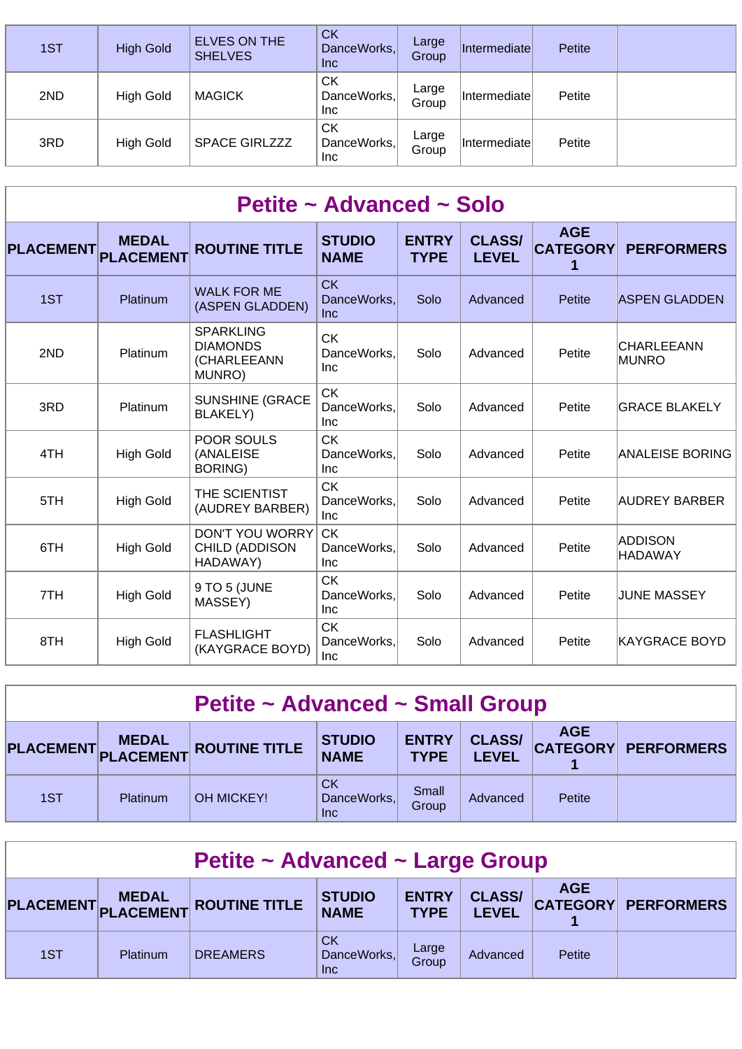| 1ST | High Gold | ELVES ON THE SHELVES | CK DanceWorks, Inc | Large Group | Intermediate | Petite | |
|---|---|---|---|---|---|---|---|
| 2ND | High Gold | MAGICK | CK DanceWorks, Inc | Large Group | Intermediate | Petite | |
| 3RD | High Gold | SPACE GIRLZZZ | CK DanceWorks, Inc | Large Group | Intermediate | Petite | |

## Petite ~ Advanced ~ Solo

| PLACEMENT | MEDAL PLACEMENT | ROUTINE TITLE | STUDIO NAME | ENTRY TYPE | CLASS/ LEVEL | AGE CATEGORY 1 | PERFORMERS |
|---|---|---|---|---|---|---|---|
| 1ST | Platinum | WALK FOR ME (ASPEN GLADDEN) | CK DanceWorks, Inc | Solo | Advanced | Petite | ASPEN GLADDEN |
| 2ND | Platinum | SPARKLING DIAMONDS (CHARLEEANN MUNRO) | CK DanceWorks, Inc | Solo | Advanced | Petite | CHARLEEANN MUNRO |
| 3RD | Platinum | SUNSHINE (GRACE BLAKELY) | CK DanceWorks, Inc | Solo | Advanced | Petite | GRACE BLAKELY |
| 4TH | High Gold | POOR SOULS (ANALEISE BORING) | CK DanceWorks, Inc | Solo | Advanced | Petite | ANALEISE BORING |
| 5TH | High Gold | THE SCIENTIST (AUDREY BARBER) | CK DanceWorks, Inc | Solo | Advanced | Petite | AUDREY BARBER |
| 6TH | High Gold | DON'T YOU WORRY CHILD (ADDISON HADAWAY) | CK DanceWorks, Inc | Solo | Advanced | Petite | ADDISON HADAWAY |
| 7TH | High Gold | 9 TO 5 (JUNE MASSEY) | CK DanceWorks, Inc | Solo | Advanced | Petite | JUNE MASSEY |
| 8TH | High Gold | FLASHLIGHT (KAYGRACE BOYD) | CK DanceWorks, Inc | Solo | Advanced | Petite | KAYGRACE BOYD |

## Petite ~ Advanced ~ Small Group

| PLACEMENT | MEDAL PLACEMENT | ROUTINE TITLE | STUDIO NAME | ENTRY TYPE | CLASS/ LEVEL | AGE CATEGORY 1 | PERFORMERS |
|---|---|---|---|---|---|---|---|
| 1ST | Platinum | OH MICKEY! | CK DanceWorks, Inc | Small Group | Advanced | Petite | |

## Petite ~ Advanced ~ Large Group

| PLACEMENT | MEDAL PLACEMENT | ROUTINE TITLE | STUDIO NAME | ENTRY TYPE | CLASS/ LEVEL | AGE CATEGORY 1 | PERFORMERS |
|---|---|---|---|---|---|---|---|
| 1ST | Platinum | DREAMERS | CK DanceWorks, Inc | Large Group | Advanced | Petite | |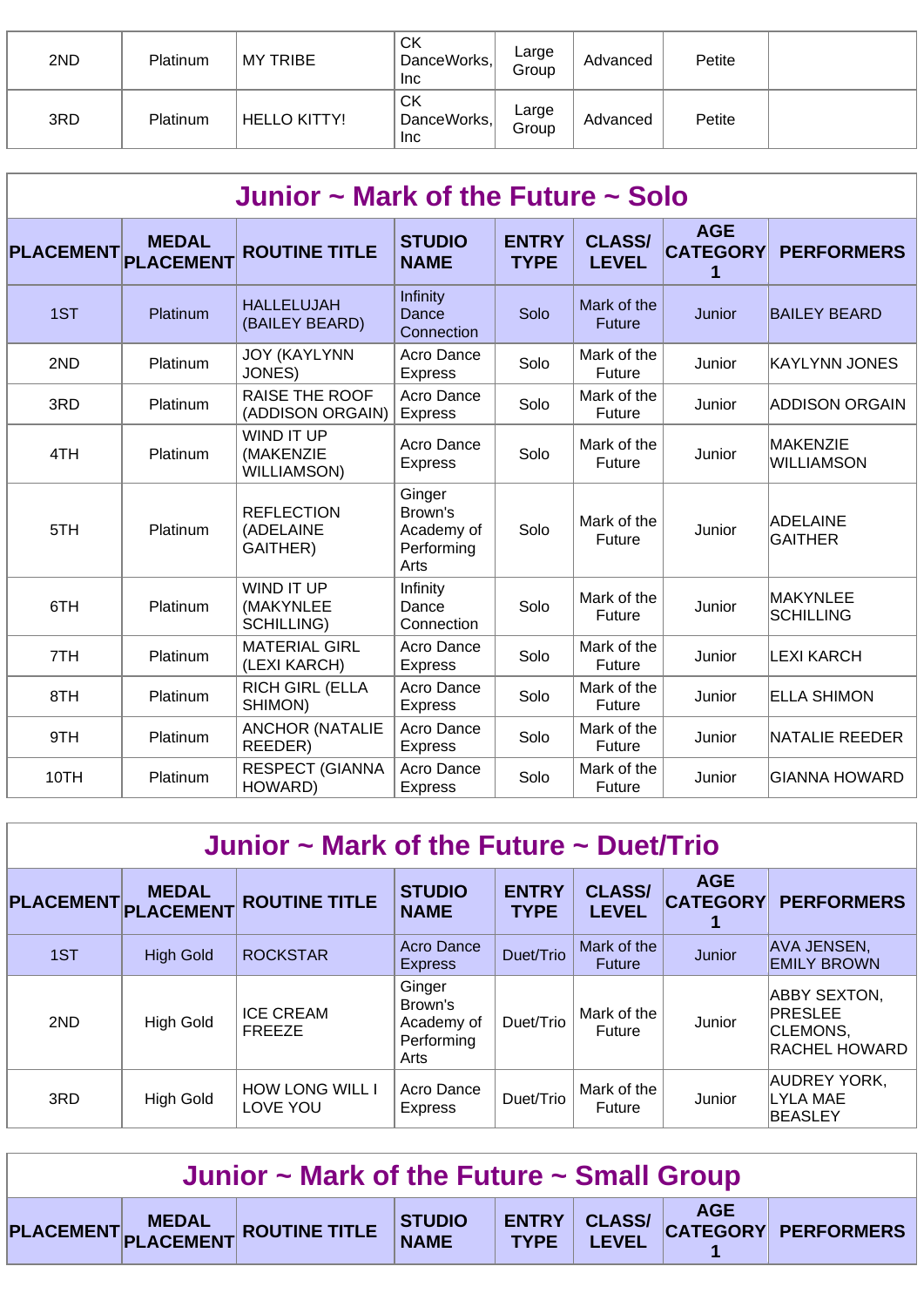| | | | | | | | |
|---|---|---|---|---|---|---|---|
| 2ND | Platinum | MY TRIBE | CK DanceWorks, Inc | Large Group | Advanced | Petite | |
| 3RD | Platinum | HELLO KITTY! | CK DanceWorks, Inc | Large Group | Advanced | Petite | |

## Junior ~ Mark of the Future ~ Solo

| PLACEMENT | MEDAL PLACEMENT | ROUTINE TITLE | STUDIO NAME | ENTRY TYPE | CLASS/ LEVEL | AGE CATEGORY 1 | PERFORMERS |
|---|---|---|---|---|---|---|---|
| 1ST | Platinum | HALLELUJAH (BAILEY BEARD) | Infinity Dance Connection | Solo | Mark of the Future | Junior | BAILEY BEARD |
| 2ND | Platinum | JOY (KAYLYNN JONES) | Acro Dance Express | Solo | Mark of the Future | Junior | KAYLYNN JONES |
| 3RD | Platinum | RAISE THE ROOF (ADDISON ORGAIN) | Acro Dance Express | Solo | Mark of the Future | Junior | ADDISON ORGAIN |
| 4TH | Platinum | WIND IT UP (MAKENZIE WILLIAMSON) | Acro Dance Express | Solo | Mark of the Future | Junior | MAKENZIE WILLIAMSON |
| 5TH | Platinum | REFLECTION (ADELAINE GAITHER) | Ginger Brown's Academy of Performing Arts | Solo | Mark of the Future | Junior | ADELAINE GAITHER |
| 6TH | Platinum | WIND IT UP (MAKYNLEE SCHILLING) | Infinity Dance Connection | Solo | Mark of the Future | Junior | MAKYNLEE SCHILLING |
| 7TH | Platinum | MATERIAL GIRL (LEXI KARCH) | Acro Dance Express | Solo | Mark of the Future | Junior | LEXI KARCH |
| 8TH | Platinum | RICH GIRL (ELLA SHIMON) | Acro Dance Express | Solo | Mark of the Future | Junior | ELLA SHIMON |
| 9TH | Platinum | ANCHOR (NATALIE REEDER) | Acro Dance Express | Solo | Mark of the Future | Junior | NATALIE REEDER |
| 10TH | Platinum | RESPECT (GIANNA HOWARD) | Acro Dance Express | Solo | Mark of the Future | Junior | GIANNA HOWARD |

## Junior ~ Mark of the Future ~ Duet/Trio

| PLACEMENT | MEDAL PLACEMENT | ROUTINE TITLE | STUDIO NAME | ENTRY TYPE | CLASS/ LEVEL | AGE CATEGORY 1 | PERFORMERS |
|---|---|---|---|---|---|---|---|
| 1ST | High Gold | ROCKSTAR | Acro Dance Express | Duet/Trio | Mark of the Future | Junior | AVA JENSEN, EMILY BROWN |
| 2ND | High Gold | ICE CREAM FREEZE | Ginger Brown's Academy of Performing Arts | Duet/Trio | Mark of the Future | Junior | ABBY SEXTON, PRESLEE CLEMONS, RACHEL HOWARD |
| 3RD | High Gold | HOW LONG WILL I LOVE YOU | Acro Dance Express | Duet/Trio | Mark of the Future | Junior | AUDREY YORK, LYLA MAE BEASLEY |

## Junior ~ Mark of the Future ~ Small Group

| PLACEMENT | MEDAL PLACEMENT | ROUTINE TITLE | STUDIO NAME | ENTRY TYPE | CLASS/ LEVEL | AGE CATEGORY 1 | PERFORMERS |
|---|---|---|---|---|---|---|---|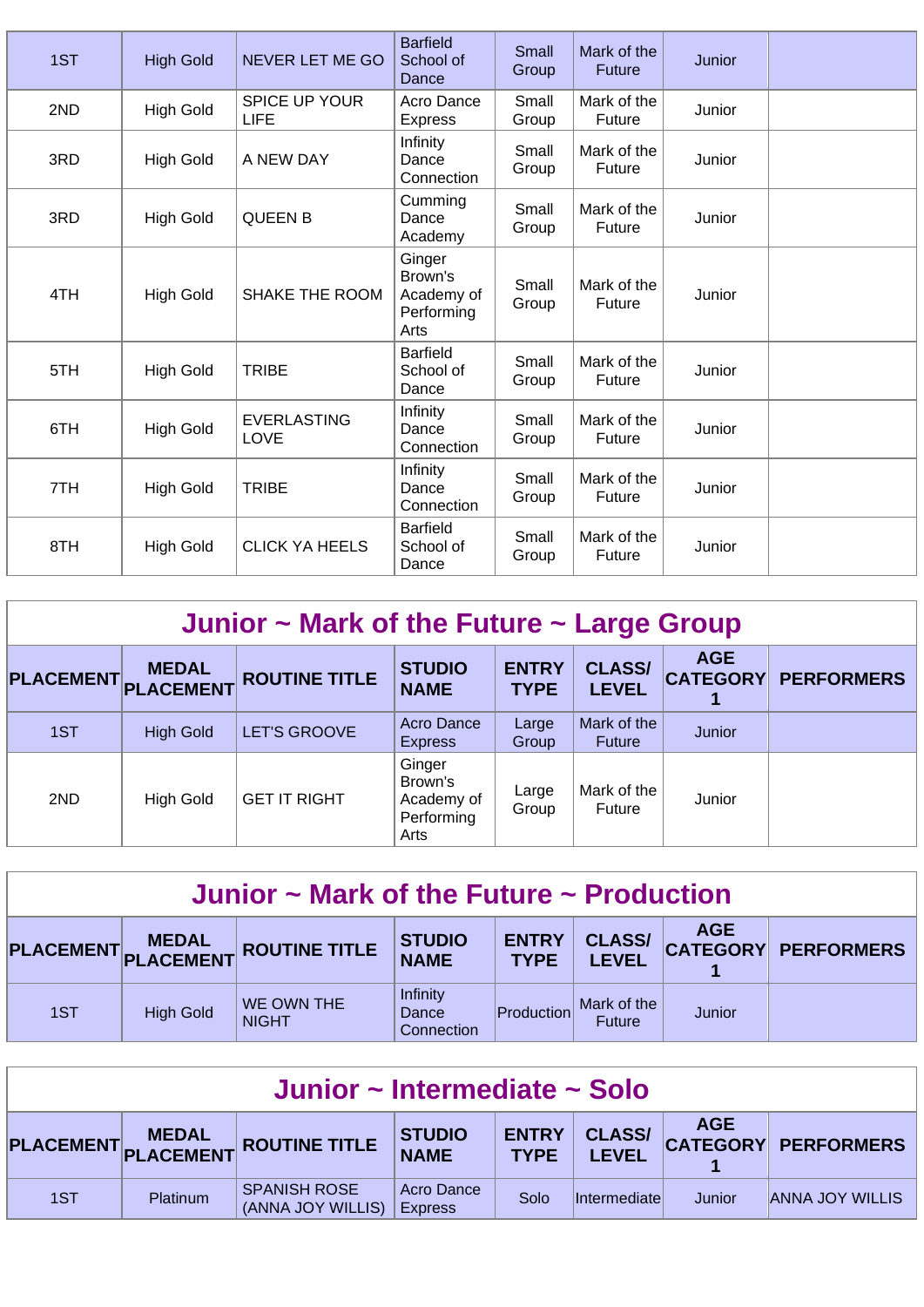| PLACEMENT | MEDAL PLACEMENT | ROUTINE TITLE | STUDIO NAME | ENTRY TYPE | CLASS/ LEVEL | AGE CATEGORY 1 | PERFORMERS |
|---|---|---|---|---|---|---|---|
| 1ST | High Gold | NEVER LET ME GO | Barfield School of Dance | Small Group | Mark of the Future | Junior | |
| 2ND | High Gold | SPICE UP YOUR LIFE | Acro Dance Express | Small Group | Mark of the Future | Junior | |
| 3RD | High Gold | A NEW DAY | Infinity Dance Connection | Small Group | Mark of the Future | Junior | |
| 3RD | High Gold | QUEEN B | Cumming Dance Academy | Small Group | Mark of the Future | Junior | |
| 4TH | High Gold | SHAKE THE ROOM | Ginger Brown's Academy of Performing Arts | Small Group | Mark of the Future | Junior | |
| 5TH | High Gold | TRIBE | Barfield School of Dance | Small Group | Mark of the Future | Junior | |
| 6TH | High Gold | EVERLASTING LOVE | Infinity Dance Connection | Small Group | Mark of the Future | Junior | |
| 7TH | High Gold | TRIBE | Infinity Dance Connection | Small Group | Mark of the Future | Junior | |
| 8TH | High Gold | CLICK YA HEELS | Barfield School of Dance | Small Group | Mark of the Future | Junior | |

## Junior ~ Mark of the Future ~ Large Group

| PLACEMENT | MEDAL PLACEMENT | ROUTINE TITLE | STUDIO NAME | ENTRY TYPE | CLASS/ LEVEL | AGE CATEGORY 1 | PERFORMERS |
|---|---|---|---|---|---|---|---|
| 1ST | High Gold | LET'S GROOVE | Acro Dance Express | Large Group | Mark of the Future | Junior | |
| 2ND | High Gold | GET IT RIGHT | Ginger Brown's Academy of Performing Arts | Large Group | Mark of the Future | Junior | |

## Junior ~ Mark of the Future ~ Production

| PLACEMENT | MEDAL PLACEMENT | ROUTINE TITLE | STUDIO NAME | ENTRY TYPE | CLASS/ LEVEL | AGE CATEGORY 1 | PERFORMERS |
|---|---|---|---|---|---|---|---|
| 1ST | High Gold | WE OWN THE NIGHT | Infinity Dance Connection | Production | Mark of the Future | Junior | |

## Junior ~ Intermediate ~ Solo

| PLACEMENT | MEDAL PLACEMENT | ROUTINE TITLE | STUDIO NAME | ENTRY TYPE | CLASS/ LEVEL | AGE CATEGORY 1 | PERFORMERS |
|---|---|---|---|---|---|---|---|
| 1ST | Platinum | SPANISH ROSE (ANNA JOY WILLIS) | Acro Dance Express | Solo | Intermediate | Junior | ANNA JOY WILLIS |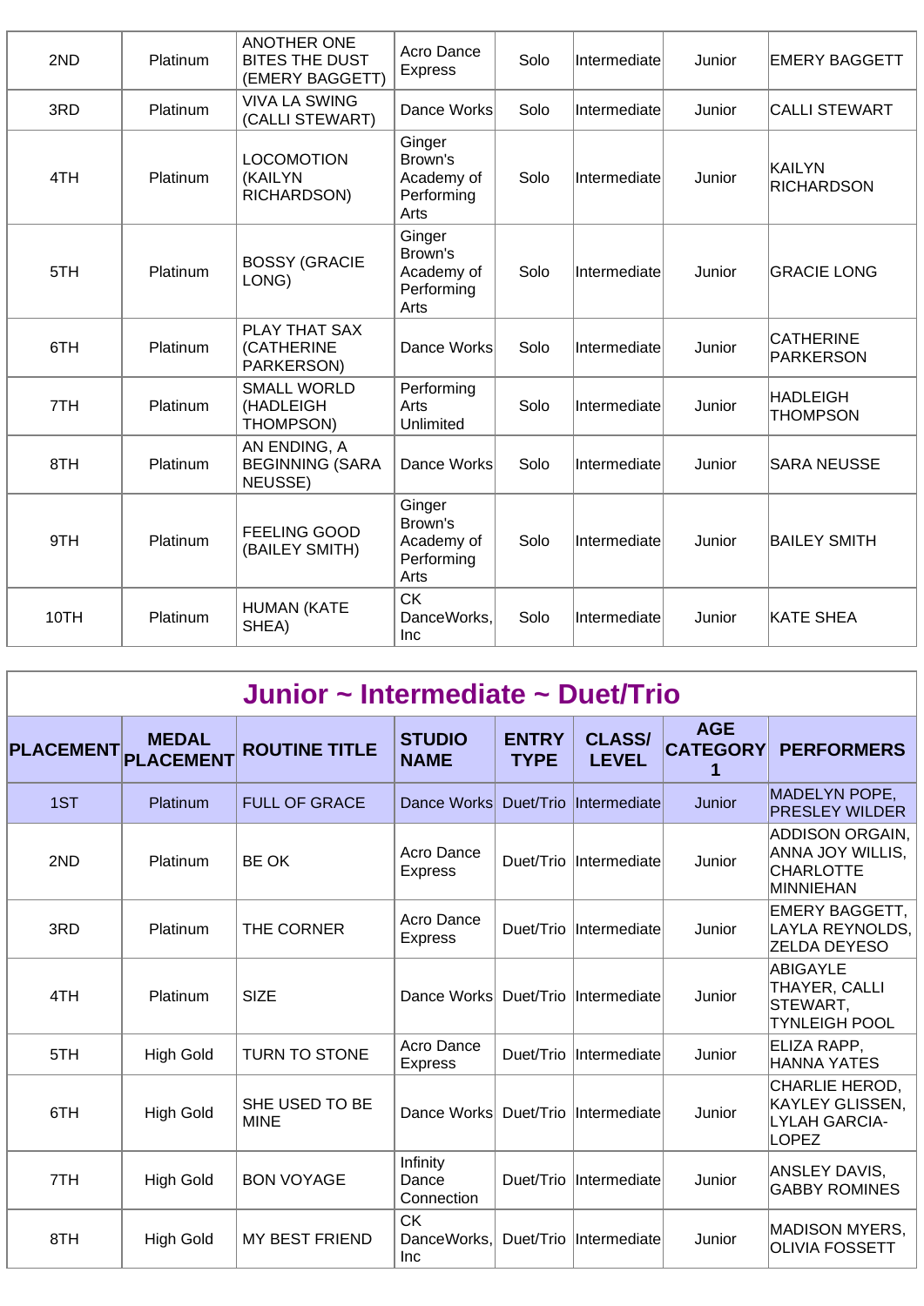| 2ND | Platinum | ANOTHER ONE BITES THE DUST (EMERY BAGGETT) | Acro Dance Express | Solo | Intermediate | Junior | EMERY BAGGETT |
|---|---|---|---|---|---|---|---|
| 3RD | Platinum | VIVA LA SWING (CALLI STEWART) | Dance Works | Solo | Intermediate | Junior | CALLI STEWART |
| 4TH | Platinum | LOCOMOTION (KAILYN RICHARDSON) | Ginger Brown's Academy of Performing Arts | Solo | Intermediate | Junior | KAILYN RICHARDSON |
| 5TH | Platinum | BOSSY (GRACIE LONG) | Ginger Brown's Academy of Performing Arts | Solo | Intermediate | Junior | GRACIE LONG |
| 6TH | Platinum | PLAY THAT SAX (CATHERINE PARKERSON) | Dance Works | Solo | Intermediate | Junior | CATHERINE PARKERSON |
| 7TH | Platinum | SMALL WORLD (HADLEIGH THOMPSON) | Performing Arts Unlimited | Solo | Intermediate | Junior | HADLEIGH THOMPSON |
| 8TH | Platinum | AN ENDING, A BEGINNING (SARA NEUSSE) | Dance Works | Solo | Intermediate | Junior | SARA NEUSSE |
| 9TH | Platinum | FEELING GOOD (BAILEY SMITH) | Ginger Brown's Academy of Performing Arts | Solo | Intermediate | Junior | BAILEY SMITH |
| 10TH | Platinum | HUMAN (KATE SHEA) | CK DanceWorks, Inc | Solo | Intermediate | Junior | KATE SHEA |

## Junior ~ Intermediate ~ Duet/Trio

| PLACEMENT | MEDAL PLACEMENT | ROUTINE TITLE | STUDIO NAME | ENTRY TYPE | CLASS/ LEVEL | AGE CATEGORY 1 | PERFORMERS |
|---|---|---|---|---|---|---|---|
| 1ST | Platinum | FULL OF GRACE | Dance Works | Duet/Trio | Intermediate | Junior | MADELYN POPE, PRESLEY WILDER |
| 2ND | Platinum | BE OK | Acro Dance Express | Duet/Trio | Intermediate | Junior | ADDISON ORGAIN, ANNA JOY WILLIS, CHARLOTTE MINNIEHAN |
| 3RD | Platinum | THE CORNER | Acro Dance Express | Duet/Trio | Intermediate | Junior | EMERY BAGGETT, LAYLA REYNOLDS, ZELDA DEYESO |
| 4TH | Platinum | SIZE | Dance Works | Duet/Trio | Intermediate | Junior | ABIGAYLE THAYER, CALLI STEWART, TYNLEIGH POOL |
| 5TH | High Gold | TURN TO STONE | Acro Dance Express | Duet/Trio | Intermediate | Junior | ELIZA RAPP, HANNA YATES |
| 6TH | High Gold | SHE USED TO BE MINE | Dance Works | Duet/Trio | Intermediate | Junior | CHARLIE HEROD, KAYLEY GLISSEN, LYLAH GARCIA-LOPEZ |
| 7TH | High Gold | BON VOYAGE | Infinity Dance Connection | Duet/Trio | Intermediate | Junior | ANSLEY DAVIS, GABBY ROMINES |
| 8TH | High Gold | MY BEST FRIEND | CK DanceWorks, Inc | Duet/Trio | Intermediate | Junior | MADISON MYERS, OLIVIA FOSSETT |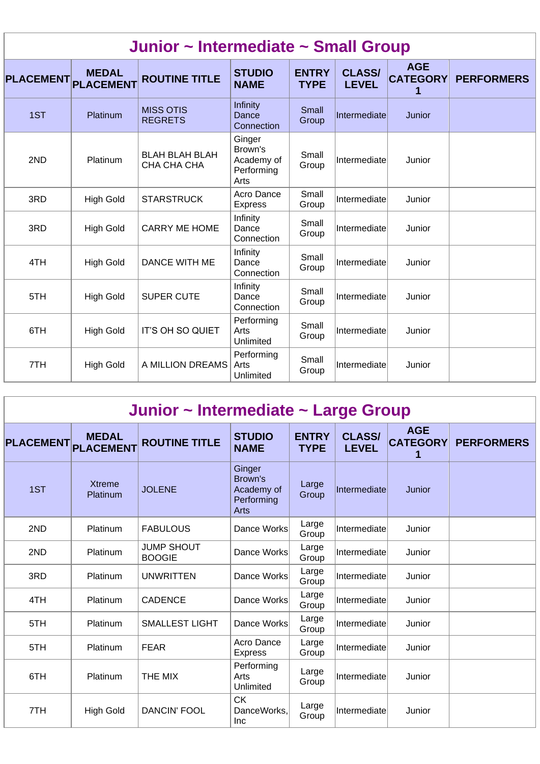## Junior ~ Intermediate ~ Small Group

| PLACEMENT | MEDAL PLACEMENT | ROUTINE TITLE | STUDIO NAME | ENTRY TYPE | CLASS/ LEVEL | AGE CATEGORY 1 | PERFORMERS |
|---|---|---|---|---|---|---|---|
| 1ST | Platinum | MISS OTIS REGRETS | Infinity Dance Connection | Small Group | Intermediate | Junior | |
| 2ND | Platinum | BLAH BLAH BLAH CHA CHA CHA | Ginger Brown's Academy of Performing Arts | Small Group | Intermediate | Junior | |
| 3RD | High Gold | STARSTRUCK | Acro Dance Express | Small Group | Intermediate | Junior | |
| 3RD | High Gold | CARRY ME HOME | Infinity Dance Connection | Small Group | Intermediate | Junior | |
| 4TH | High Gold | DANCE WITH ME | Infinity Dance Connection | Small Group | Intermediate | Junior | |
| 5TH | High Gold | SUPER CUTE | Infinity Dance Connection | Small Group | Intermediate | Junior | |
| 6TH | High Gold | IT'S OH SO QUIET | Performing Arts Unlimited | Small Group | Intermediate | Junior | |
| 7TH | High Gold | A MILLION DREAMS | Performing Arts Unlimited | Small Group | Intermediate | Junior | |

## Junior ~ Intermediate ~ Large Group

| PLACEMENT | MEDAL PLACEMENT | ROUTINE TITLE | STUDIO NAME | ENTRY TYPE | CLASS/ LEVEL | AGE CATEGORY 1 | PERFORMERS |
|---|---|---|---|---|---|---|---|
| 1ST | Xtreme Platinum | JOLENE | Ginger Brown's Academy of Performing Arts | Large Group | Intermediate | Junior | |
| 2ND | Platinum | FABULOUS | Dance Works | Large Group | Intermediate | Junior | |
| 2ND | Platinum | JUMP SHOUT BOOGIE | Dance Works | Large Group | Intermediate | Junior | |
| 3RD | Platinum | UNWRITTEN | Dance Works | Large Group | Intermediate | Junior | |
| 4TH | Platinum | CADENCE | Dance Works | Large Group | Intermediate | Junior | |
| 5TH | Platinum | SMALLEST LIGHT | Dance Works | Large Group | Intermediate | Junior | |
| 5TH | Platinum | FEAR | Acro Dance Express | Large Group | Intermediate | Junior | |
| 6TH | Platinum | THE MIX | Performing Arts Unlimited | Large Group | Intermediate | Junior | |
| 7TH | High Gold | DANCIN' FOOL | CK DanceWorks, Inc | Large Group | Intermediate | Junior | |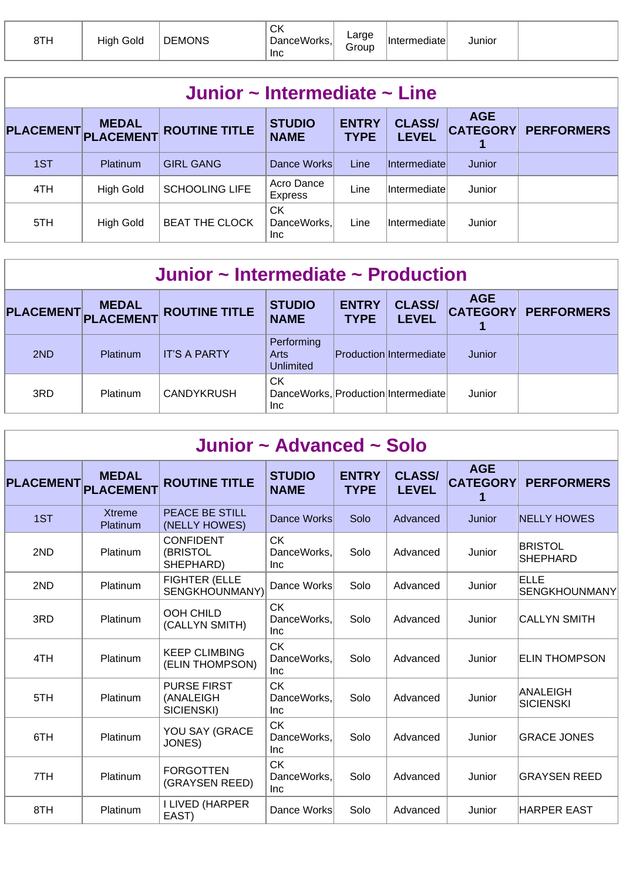| 8TH | High Gold | DEMONS | CK DanceWorks, Inc | Large Group | Intermediate | Junior | |
|---|---|---|---|---|---|---|---|

## Junior ~ Intermediate ~ Line

| PLACEMENT | MEDAL PLACEMENT | ROUTINE TITLE | STUDIO NAME | ENTRY TYPE | CLASS/ LEVEL | AGE CATEGORY 1 | PERFORMERS |
|---|---|---|---|---|---|---|---|
| 1ST | Platinum | GIRL GANG | Dance Works | Line | Intermediate | Junior | |
| 4TH | High Gold | SCHOOLING LIFE | Acro Dance Express | Line | Intermediate | Junior | |
| 5TH | High Gold | BEAT THE CLOCK | CK DanceWorks, Inc | Line | Intermediate | Junior | |

## Junior ~ Intermediate ~ Production

| PLACEMENT | MEDAL PLACEMENT | ROUTINE TITLE | STUDIO NAME | ENTRY TYPE | CLASS/ LEVEL | AGE CATEGORY 1 | PERFORMERS |
|---|---|---|---|---|---|---|---|
| 2ND | Platinum | IT'S A PARTY | Performing Arts Unlimited | Production | Intermediate | Junior | |
| 3RD | Platinum | CANDYKRUSH | CK DanceWorks, Inc | Production | Intermediate | Junior | |

## Junior ~ Advanced ~ Solo

| PLACEMENT | MEDAL PLACEMENT | ROUTINE TITLE | STUDIO NAME | ENTRY TYPE | CLASS/ LEVEL | AGE CATEGORY 1 | PERFORMERS |
|---|---|---|---|---|---|---|---|
| 1ST | Xtreme Platinum | PEACE BE STILL (NELLY HOWES) | Dance Works | Solo | Advanced | Junior | NELLY HOWES |
| 2ND | Platinum | CONFIDENT (BRISTOL SHEPHARD) | CK DanceWorks, Inc | Solo | Advanced | Junior | BRISTOL SHEPHARD |
| 2ND | Platinum | FIGHTER (ELLE SENGKHOUNMANY) | Dance Works | Solo | Advanced | Junior | ELLE SENGKHOUNMANY |
| 3RD | Platinum | OOH CHILD (CALLYN SMITH) | CK DanceWorks, Inc | Solo | Advanced | Junior | CALLYN SMITH |
| 4TH | Platinum | KEEP CLIMBING (ELIN THOMPSON) | CK DanceWorks, Inc | Solo | Advanced | Junior | ELIN THOMPSON |
| 5TH | Platinum | PURSE FIRST (ANALEIGH SICIENSKI) | CK DanceWorks, Inc | Solo | Advanced | Junior | ANALEIGH SICIENSKI |
| 6TH | Platinum | YOU SAY (GRACE JONES) | CK DanceWorks, Inc | Solo | Advanced | Junior | GRACE JONES |
| 7TH | Platinum | FORGOTTEN (GRAYSEN REED) | CK DanceWorks, Inc | Solo | Advanced | Junior | GRAYSEN REED |
| 8TH | Platinum | I LIVED (HARPER EAST) | Dance Works | Solo | Advanced | Junior | HARPER EAST |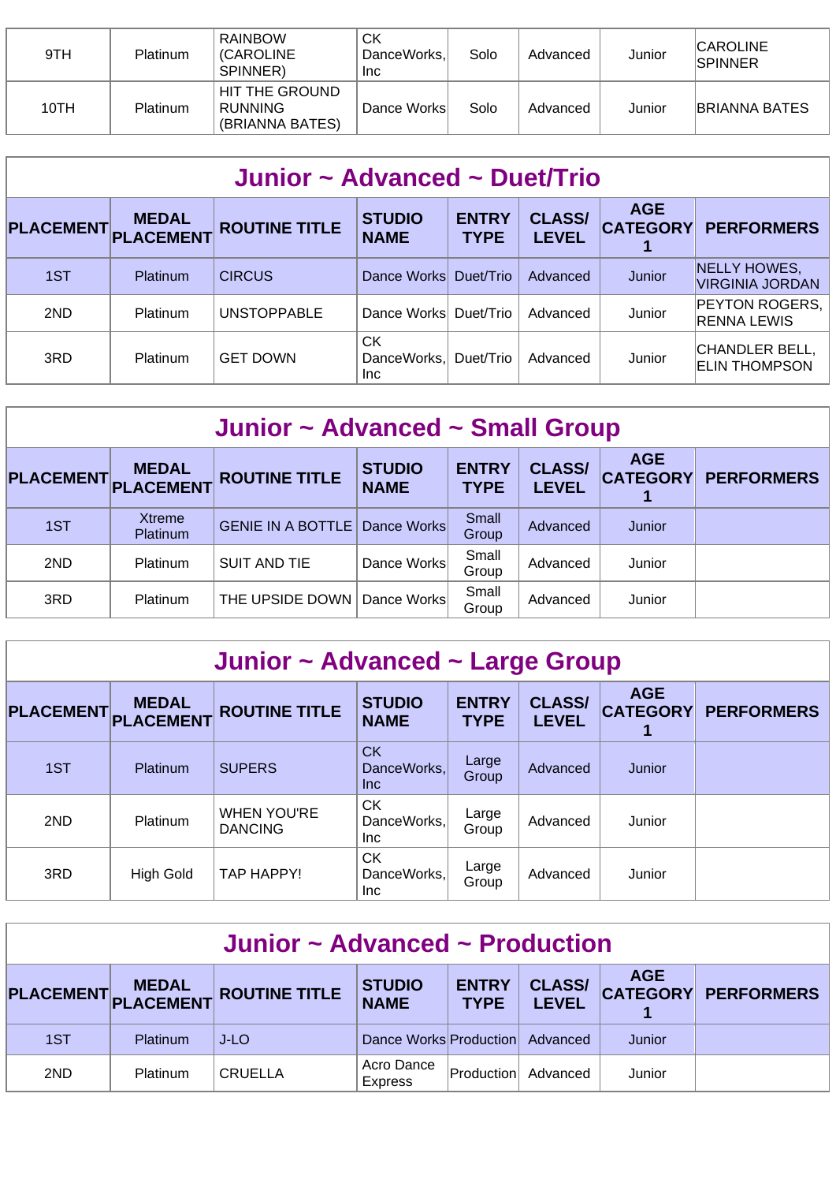| 9TH | Platinum | RAINBOW (CAROLINE SPINNER) | CK DanceWorks, Inc | Solo | Advanced | Junior | CAROLINE SPINNER |
|---|---|---|---|---|---|---|---|
| 10TH | Platinum | HIT THE GROUND RUNNING (BRIANNA BATES) | Dance Works | Solo | Advanced | Junior | BRIANNA BATES |

## Junior ~ Advanced ~ Duet/Trio

| PLACEMENT | MEDAL PLACEMENT | ROUTINE TITLE | STUDIO NAME | ENTRY TYPE | CLASS/ LEVEL | AGE CATEGORY 1 | PERFORMERS |
|---|---|---|---|---|---|---|---|
| 1ST | Platinum | CIRCUS | Dance Works | Duet/Trio | Advanced | Junior | NELLY HOWES, VIRGINIA JORDAN |
| 2ND | Platinum | UNSTOPPABLE | Dance Works | Duet/Trio | Advanced | Junior | PEYTON ROGERS, RENNA LEWIS |
| 3RD | Platinum | GET DOWN | CK DanceWorks, Inc | Duet/Trio | Advanced | Junior | CHANDLER BELL, ELIN THOMPSON |

## Junior ~ Advanced ~ Small Group

| PLACEMENT | MEDAL PLACEMENT | ROUTINE TITLE | STUDIO NAME | ENTRY TYPE | CLASS/ LEVEL | AGE CATEGORY 1 | PERFORMERS |
|---|---|---|---|---|---|---|---|
| 1ST | Xtreme Platinum | GENIE IN A BOTTLE | Dance Works | Small Group | Advanced | Junior | |
| 2ND | Platinum | SUIT AND TIE | Dance Works | Small Group | Advanced | Junior | |
| 3RD | Platinum | THE UPSIDE DOWN | Dance Works | Small Group | Advanced | Junior | |

## Junior ~ Advanced ~ Large Group

| PLACEMENT | MEDAL PLACEMENT | ROUTINE TITLE | STUDIO NAME | ENTRY TYPE | CLASS/ LEVEL | AGE CATEGORY 1 | PERFORMERS |
|---|---|---|---|---|---|---|---|
| 1ST | Platinum | SUPERS | CK DanceWorks, Inc | Large Group | Advanced | Junior | |
| 2ND | Platinum | WHEN YOU'RE DANCING | CK DanceWorks, Inc | Large Group | Advanced | Junior | |
| 3RD | High Gold | TAP HAPPY! | CK DanceWorks, Inc | Large Group | Advanced | Junior | |

## Junior ~ Advanced ~ Production

| PLACEMENT | MEDAL PLACEMENT | ROUTINE TITLE | STUDIO NAME | ENTRY TYPE | CLASS/ LEVEL | AGE CATEGORY 1 | PERFORMERS |
|---|---|---|---|---|---|---|---|
| 1ST | Platinum | J-LO | Dance Works | Production | Advanced | Junior | |
| 2ND | Platinum | CRUELLA | Acro Dance Express | Production | Advanced | Junior | |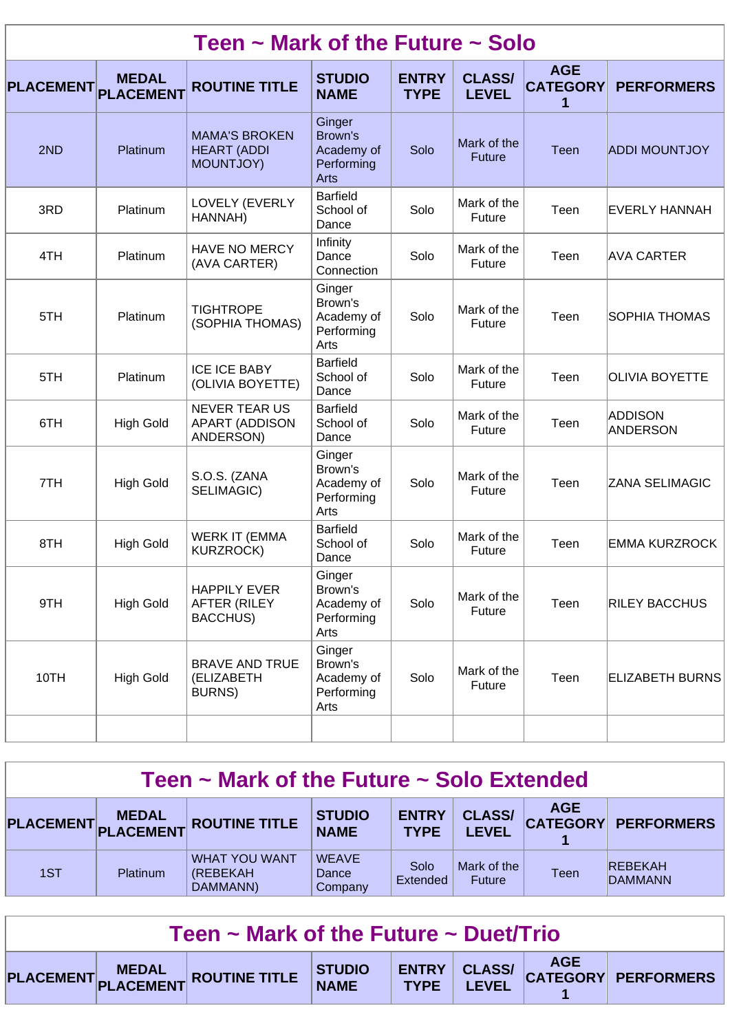## Teen ~ Mark of the Future ~ Solo

| PLACEMENT | MEDAL PLACEMENT | ROUTINE TITLE | STUDIO NAME | ENTRY TYPE | CLASS/ LEVEL | AGE CATEGORY 1 | PERFORMERS |
|---|---|---|---|---|---|---|---|
| 2ND | Platinum | MAMA'S BROKEN HEART (ADDI MOUNTJOY) | Ginger Brown's Academy of Performing Arts | Solo | Mark of the Future | Teen | ADDI MOUNTJOY |
| 3RD | Platinum | LOVELY (EVERLY HANNAH) | Barfield School of Dance | Solo | Mark of the Future | Teen | EVERLY HANNAH |
| 4TH | Platinum | HAVE NO MERCY (AVA CARTER) | Infinity Dance Connection | Solo | Mark of the Future | Teen | AVA CARTER |
| 5TH | Platinum | TIGHTROPE (SOPHIA THOMAS) | Ginger Brown's Academy of Performing Arts | Solo | Mark of the Future | Teen | SOPHIA THOMAS |
| 5TH | Platinum | ICE ICE BABY (OLIVIA BOYETTE) | Barfield School of Dance | Solo | Mark of the Future | Teen | OLIVIA BOYETTE |
| 6TH | High Gold | NEVER TEAR US APART (ADDISON ANDERSON) | Barfield School of Dance | Solo | Mark of the Future | Teen | ADDISON ANDERSON |
| 7TH | High Gold | S.O.S. (ZANA SELIMAGIC) | Ginger Brown's Academy of Performing Arts | Solo | Mark of the Future | Teen | ZANA SELIMAGIC |
| 8TH | High Gold | WERK IT (EMMA KURZROCK) | Barfield School of Dance | Solo | Mark of the Future | Teen | EMMA KURZROCK |
| 9TH | High Gold | HAPPILY EVER AFTER (RILEY BACCHUS) | Ginger Brown's Academy of Performing Arts | Solo | Mark of the Future | Teen | RILEY BACCHUS |
| 10TH | High Gold | BRAVE AND TRUE (ELIZABETH BURNS) | Ginger Brown's Academy of Performing Arts | Solo | Mark of the Future | Teen | ELIZABETH BURNS |
| | | | | | | | |

## Teen ~ Mark of the Future ~ Solo Extended

| PLACEMENT | MEDAL PLACEMENT | ROUTINE TITLE | STUDIO NAME | ENTRY TYPE | CLASS/ LEVEL | AGE CATEGORY 1 | PERFORMERS |
|---|---|---|---|---|---|---|---|
| 1ST | Platinum | WHAT YOU WANT (REBEKAH DAMMANN) | WEAVE Dance Company | Solo Extended | Mark of the Future | Teen | REBEKAH DAMMANN |

## Teen ~ Mark of the Future ~ Duet/Trio

| PLACEMENT | MEDAL PLACEMENT | ROUTINE TITLE | STUDIO NAME | ENTRY TYPE | CLASS/ LEVEL | AGE CATEGORY 1 | PERFORMERS |
|---|---|---|---|---|---|---|---|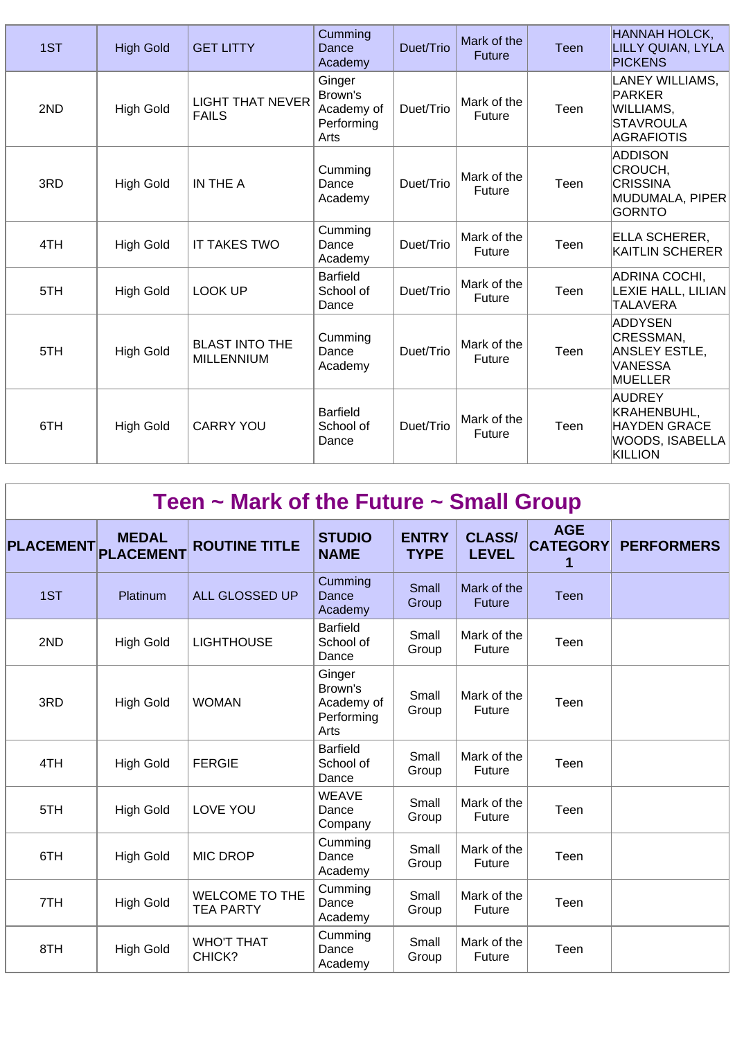| 1ST | High Gold | GET LITTY | Cumming Dance Academy | Duet/Trio | Mark of the Future | Teen | HANNAH HOLCK, LILLY QUIAN, LYLA PICKENS |
|---|---|---|---|---|---|---|---|
| 2ND | High Gold | LIGHT THAT NEVER FAILS | Ginger Brown's Academy of Performing Arts | Duet/Trio | Mark of the Future | Teen | LANEY WILLIAMS, PARKER WILLIAMS, STAVROULA AGRAFIOTIS |
| 3RD | High Gold | IN THE A | Cumming Dance Academy | Duet/Trio | Mark of the Future | Teen | ADDISON CROUCH, CRISSINA MUDUMALA, PIPER GORNTO |
| 4TH | High Gold | IT TAKES TWO | Cumming Dance Academy | Duet/Trio | Mark of the Future | Teen | ELLA SCHERER, KAITLIN SCHERER |
| 5TH | High Gold | LOOK UP | Barfield School of Dance | Duet/Trio | Mark of the Future | Teen | ADRINA COCHI, LEXIE HALL, LILIAN TALAVERA |
| 5TH | High Gold | BLAST INTO THE MILLENNIUM | Cumming Dance Academy | Duet/Trio | Mark of the Future | Teen | ADDYSEN CRESSMAN, ANSLEY ESTLE, VANESSA MUELLER |
| 6TH | High Gold | CARRY YOU | Barfield School of Dance | Duet/Trio | Mark of the Future | Teen | AUDREY KRAHENBUHL, HAYDEN GRACE WOODS, ISABELLA KILLION |

## Teen ~ Mark of the Future ~ Small Group

| PLACEMENT | MEDAL PLACEMENT | ROUTINE TITLE | STUDIO NAME | ENTRY TYPE | CLASS/ LEVEL | AGE CATEGORY 1 | PERFORMERS |
|---|---|---|---|---|---|---|---|
| 1ST | Platinum | ALL GLOSSED UP | Cumming Dance Academy | Small Group | Mark of the Future | Teen | |
| 2ND | High Gold | LIGHTHOUSE | Barfield School of Dance | Small Group | Mark of the Future | Teen | |
| 3RD | High Gold | WOMAN | Ginger Brown's Academy of Performing Arts | Small Group | Mark of the Future | Teen | |
| 4TH | High Gold | FERGIE | Barfield School of Dance | Small Group | Mark of the Future | Teen | |
| 5TH | High Gold | LOVE YOU | WEAVE Dance Company | Small Group | Mark of the Future | Teen | |
| 6TH | High Gold | MIC DROP | Cumming Dance Academy | Small Group | Mark of the Future | Teen | |
| 7TH | High Gold | WELCOME TO THE TEA PARTY | Cumming Dance Academy | Small Group | Mark of the Future | Teen | |
| 8TH | High Gold | WHO'T THAT CHICK? | Cumming Dance Academy | Small Group | Mark of the Future | Teen | |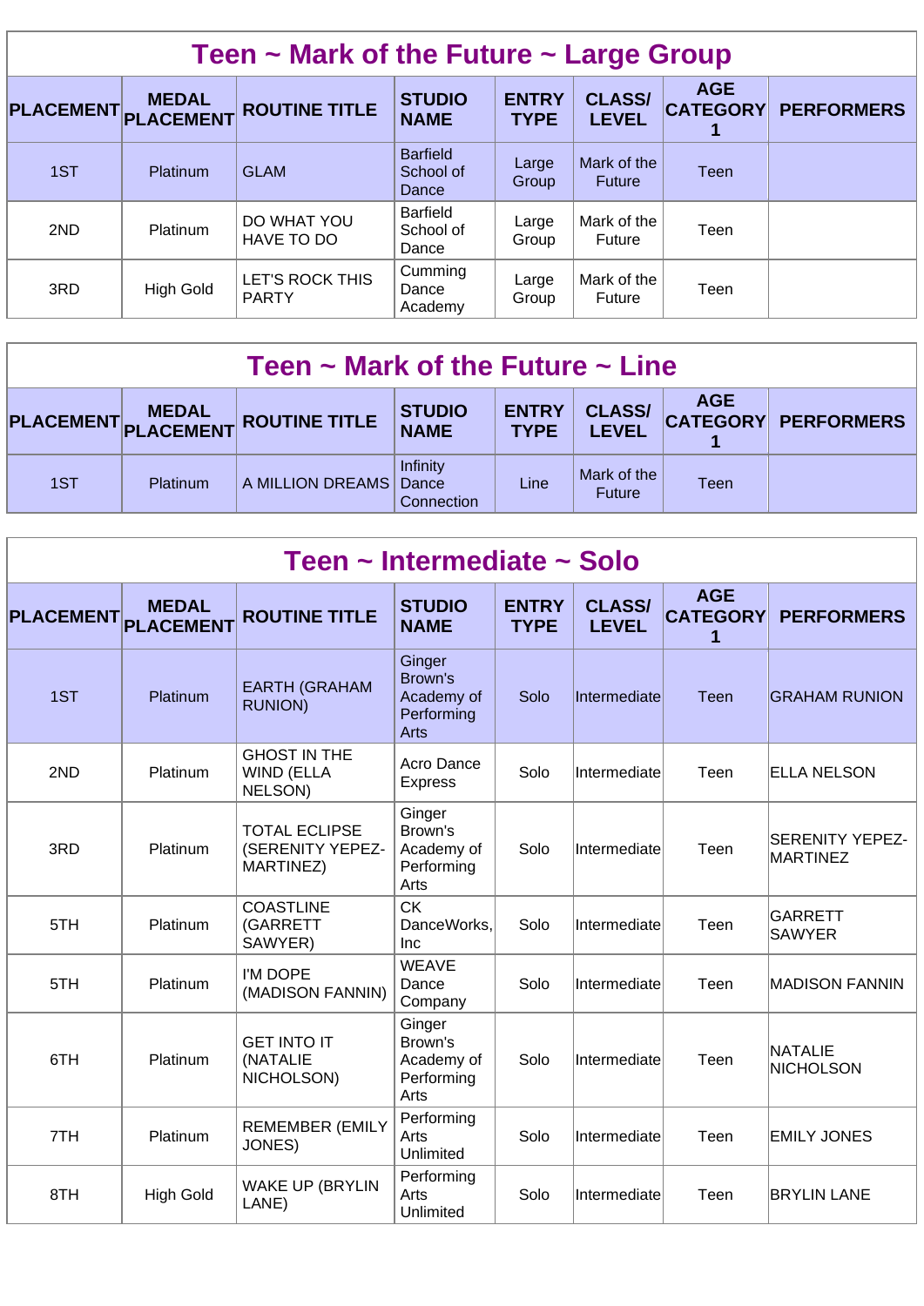## Teen ~ Mark of the Future ~ Large Group

| PLACEMENT | MEDAL PLACEMENT | ROUTINE TITLE | STUDIO NAME | ENTRY TYPE | CLASS/ LEVEL | AGE CATEGORY 1 | PERFORMERS |
|---|---|---|---|---|---|---|---|
| 1ST | Platinum | GLAM | Barfield School of Dance | Large Group | Mark of the Future | Teen | |
| 2ND | Platinum | DO WHAT YOU HAVE TO DO | Barfield School of Dance | Large Group | Mark of the Future | Teen | |
| 3RD | High Gold | LET'S ROCK THIS PARTY | Cumming Dance Academy | Large Group | Mark of the Future | Teen | |

## Teen ~ Mark of the Future ~ Line

| PLACEMENT | MEDAL PLACEMENT | ROUTINE TITLE | STUDIO NAME | ENTRY TYPE | CLASS/ LEVEL | AGE CATEGORY 1 | PERFORMERS |
|---|---|---|---|---|---|---|---|
| 1ST | Platinum | A MILLION DREAMS | Infinity Dance Connection | Line | Mark of the Future | Teen | |

## Teen ~ Intermediate ~ Solo

| PLACEMENT | MEDAL PLACEMENT | ROUTINE TITLE | STUDIO NAME | ENTRY TYPE | CLASS/ LEVEL | AGE CATEGORY 1 | PERFORMERS |
|---|---|---|---|---|---|---|---|
| 1ST | Platinum | EARTH (GRAHAM RUNION) | Ginger Brown's Academy of Performing Arts | Solo | Intermediate | Teen | GRAHAM RUNION |
| 2ND | Platinum | GHOST IN THE WIND (ELLA NELSON) | Acro Dance Express | Solo | Intermediate | Teen | ELLA NELSON |
| 3RD | Platinum | TOTAL ECLIPSE (SERENITY YEPEZ-MARTINEZ) | Ginger Brown's Academy of Performing Arts | Solo | Intermediate | Teen | SERENITY YEPEZ-MARTINEZ |
| 5TH | Platinum | COASTLINE (GARRETT SAWYER) | CK DanceWorks, Inc | Solo | Intermediate | Teen | GARRETT SAWYER |
| 5TH | Platinum | I'M DOPE (MADISON FANNIN) | WEAVE Dance Company | Solo | Intermediate | Teen | MADISON FANNIN |
| 6TH | Platinum | GET INTO IT (NATALIE NICHOLSON) | Ginger Brown's Academy of Performing Arts | Solo | Intermediate | Teen | NATALIE NICHOLSON |
| 7TH | Platinum | REMEMBER (EMILY JONES) | Performing Arts Unlimited | Solo | Intermediate | Teen | EMILY JONES |
| 8TH | High Gold | WAKE UP (BRYLIN LANE) | Performing Arts Unlimited | Solo | Intermediate | Teen | BRYLIN LANE |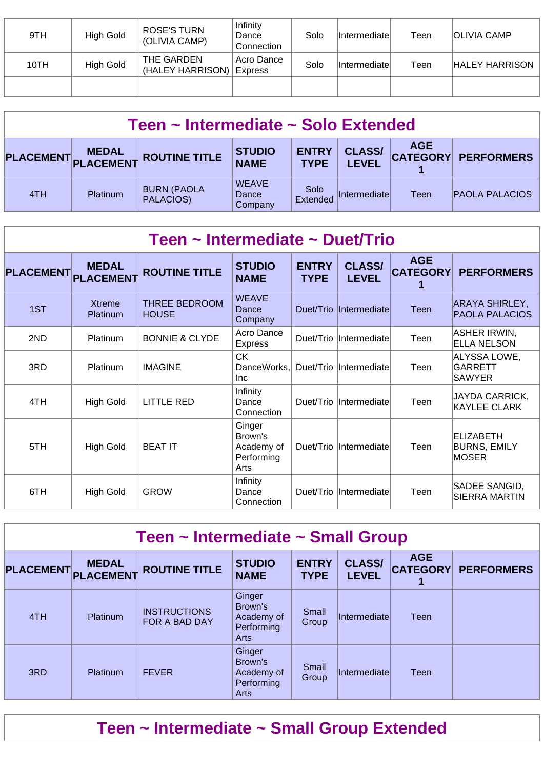| | | | | | | | |
|---|---|---|---|---|---|---|---|
| 9TH | High Gold | ROSE'S TURN (OLIVIA CAMP) | Infinity Dance Connection | Solo | Intermediate | Teen | OLIVIA CAMP |
| 10TH | High Gold | THE GARDEN (HALEY HARRISON) | Acro Dance Express | Solo | Intermediate | Teen | HALEY HARRISON |
| | | | | | | | |

## Teen ~ Intermediate ~ Solo Extended

| PLACEMENT | MEDAL PLACEMENT | ROUTINE TITLE | STUDIO NAME | ENTRY TYPE | CLASS/ LEVEL | AGE CATEGORY 1 | PERFORMERS |
|---|---|---|---|---|---|---|---|
| 4TH | Platinum | BURN (PAOLA PALACIOS) | WEAVE Dance Company | Solo Extended | Intermediate | Teen | PAOLA PALACIOS |

## Teen ~ Intermediate ~ Duet/Trio

| PLACEMENT | MEDAL PLACEMENT | ROUTINE TITLE | STUDIO NAME | ENTRY TYPE | CLASS/ LEVEL | AGE CATEGORY 1 | PERFORMERS |
|---|---|---|---|---|---|---|---|
| 1ST | Xtreme Platinum | THREE BEDROOM HOUSE | WEAVE Dance Company | Duet/Trio | Intermediate | Teen | ARAYA SHIRLEY, PAOLA PALACIOS |
| 2ND | Platinum | BONNIE & CLYDE | Acro Dance Express | Duet/Trio | Intermediate | Teen | ASHER IRWIN, ELLA NELSON |
| 3RD | Platinum | IMAGINE | CK DanceWorks, Inc | Duet/Trio | Intermediate | Teen | ALYSSA LOWE, GARRETT SAWYER |
| 4TH | High Gold | LITTLE RED | Infinity Dance Connection | Duet/Trio | Intermediate | Teen | JAYDA CARRICK, KAYLEE CLARK |
| 5TH | High Gold | BEAT IT | Ginger Brown's Academy of Performing Arts | Duet/Trio | Intermediate | Teen | ELIZABETH BURNS, EMILY MOSER |
| 6TH | High Gold | GROW | Infinity Dance Connection | Duet/Trio | Intermediate | Teen | SADEE SANGID, SIERRA MARTIN |

## Teen ~ Intermediate ~ Small Group

| PLACEMENT | MEDAL PLACEMENT | ROUTINE TITLE | STUDIO NAME | ENTRY TYPE | CLASS/ LEVEL | AGE CATEGORY 1 | PERFORMERS |
|---|---|---|---|---|---|---|---|
| 4TH | Platinum | INSTRUCTIONS FOR A BAD DAY | Ginger Brown's Academy of Performing Arts | Small Group | Intermediate | Teen | |
| 3RD | Platinum | FEVER | Ginger Brown's Academy of Performing Arts | Small Group | Intermediate | Teen | |

## Teen ~ Intermediate ~ Small Group Extended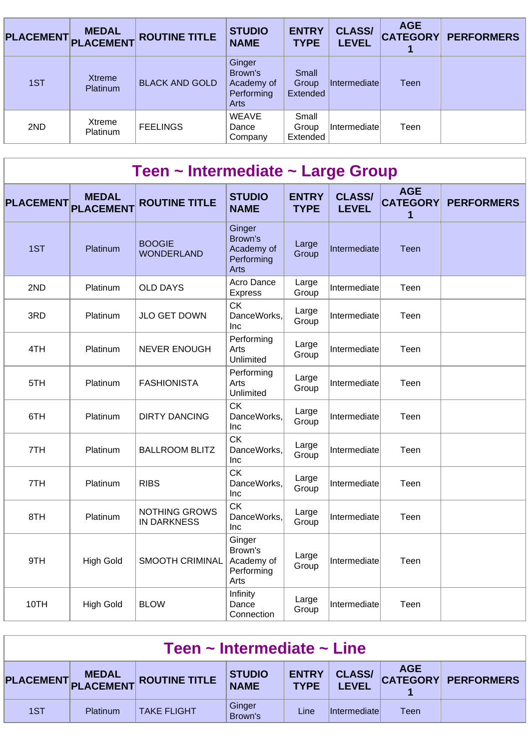| PLACEMENT | MEDAL PLACEMENT | ROUTINE TITLE | STUDIO NAME | ENTRY TYPE | CLASS/ LEVEL | AGE CATEGORY 1 | PERFORMERS |
| --- | --- | --- | --- | --- | --- | --- | --- |
| 1ST | Xtreme Platinum | BLACK AND GOLD | Ginger Brown's Academy of Performing Arts | Small Group Extended | Intermediate | Teen | |
| 2ND | Xtreme Platinum | FEELINGS | WEAVE Dance Company | Small Group Extended | Intermediate | Teen | |

## Teen ~ Intermediate ~ Large Group

| PLACEMENT | MEDAL PLACEMENT | ROUTINE TITLE | STUDIO NAME | ENTRY TYPE | CLASS/ LEVEL | AGE CATEGORY 1 | PERFORMERS |
| --- | --- | --- | --- | --- | --- | --- | --- |
| 1ST | Platinum | BOOGIE WONDERLAND | Ginger Brown's Academy of Performing Arts | Large Group | Intermediate | Teen | |
| 2ND | Platinum | OLD DAYS | Acro Dance Express | Large Group | Intermediate | Teen | |
| 3RD | Platinum | JLO GET DOWN | CK DanceWorks, Inc | Large Group | Intermediate | Teen | |
| 4TH | Platinum | NEVER ENOUGH | Performing Arts Unlimited | Large Group | Intermediate | Teen | |
| 5TH | Platinum | FASHIONISTA | Performing Arts Unlimited | Large Group | Intermediate | Teen | |
| 6TH | Platinum | DIRTY DANCING | CK DanceWorks, Inc | Large Group | Intermediate | Teen | |
| 7TH | Platinum | BALLROOM BLITZ | CK DanceWorks, Inc | Large Group | Intermediate | Teen | |
| 7TH | Platinum | RIBS | CK DanceWorks, Inc | Large Group | Intermediate | Teen | |
| 8TH | Platinum | NOTHING GROWS IN DARKNESS | CK DanceWorks, Inc | Large Group | Intermediate | Teen | |
| 9TH | High Gold | SMOOTH CRIMINAL | Ginger Brown's Academy of Performing Arts | Large Group | Intermediate | Teen | |
| 10TH | High Gold | BLOW | Infinity Dance Connection | Large Group | Intermediate | Teen | |

## Teen ~ Intermediate ~ Line

| PLACEMENT | MEDAL PLACEMENT | ROUTINE TITLE | STUDIO NAME | ENTRY TYPE | CLASS/ LEVEL | AGE CATEGORY 1 | PERFORMERS |
| --- | --- | --- | --- | --- | --- | --- | --- |
| 1ST | Platinum | TAKE FLIGHT | Ginger Brown's | Line | Intermediate | Teen | |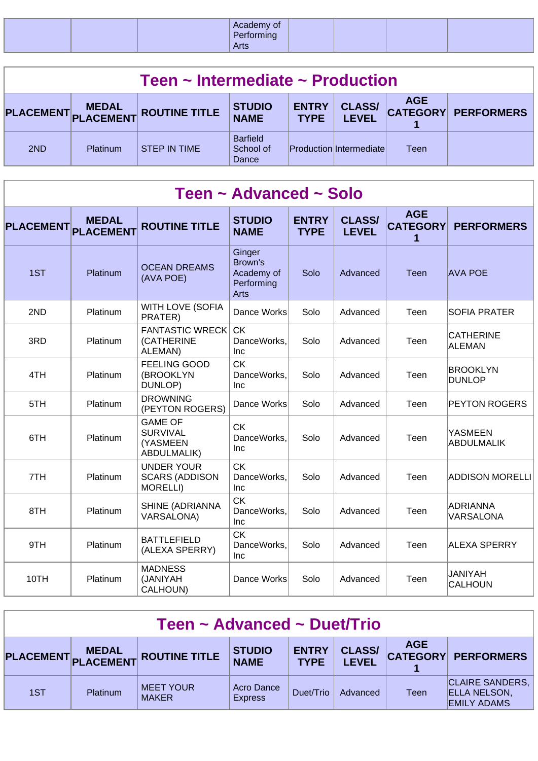| | | | Academy of Performing Arts | | | | |
|---|---|---|---|---|---|---|---|

## Teen ~ Intermediate ~ Production

| PLACEMENT | MEDAL PLACEMENT | ROUTINE TITLE | STUDIO NAME | ENTRY TYPE | CLASS/ LEVEL | AGE CATEGORY 1 | PERFORMERS |
|---|---|---|---|---|---|---|---|
| 2ND | Platinum | STEP IN TIME | Barfield School of Dance | Production | Intermediate | Teen | |

## Teen ~ Advanced ~ Solo

| PLACEMENT | MEDAL PLACEMENT | ROUTINE TITLE | STUDIO NAME | ENTRY TYPE | CLASS/ LEVEL | AGE CATEGORY 1 | PERFORMERS |
|---|---|---|---|---|---|---|---|
| 1ST | Platinum | OCEAN DREAMS (AVA POE) | Ginger Brown's Academy of Performing Arts | Solo | Advanced | Teen | AVA POE |
| 2ND | Platinum | WITH LOVE (SOFIA PRATER) | Dance Works | Solo | Advanced | Teen | SOFIA PRATER |
| 3RD | Platinum | FANTASTIC WRECK (CATHERINE ALEMAN) | CK DanceWorks, Inc | Solo | Advanced | Teen | CATHERINE ALEMAN |
| 4TH | Platinum | FEELING GOOD (BROOKLYN DUNLOP) | CK DanceWorks, Inc | Solo | Advanced | Teen | BROOKLYN DUNLOP |
| 5TH | Platinum | DROWNING (PEYTON ROGERS) | Dance Works | Solo | Advanced | Teen | PEYTON ROGERS |
| 6TH | Platinum | GAME OF SURVIVAL (YASMEEN ABDULMALIK) | CK DanceWorks, Inc | Solo | Advanced | Teen | YASMEEN ABDULMALIK |
| 7TH | Platinum | UNDER YOUR SCARS (ADDISON MORELLI) | CK DanceWorks, Inc | Solo | Advanced | Teen | ADDISON MORELLI |
| 8TH | Platinum | SHINE (ADRIANNA VARSALONA) | CK DanceWorks, Inc | Solo | Advanced | Teen | ADRIANNA VARSALONA |
| 9TH | Platinum | BATTLEFIELD (ALEXA SPERRY) | CK DanceWorks, Inc | Solo | Advanced | Teen | ALEXA SPERRY |
| 10TH | Platinum | MADNESS (JANIYAH CALHOUN) | Dance Works | Solo | Advanced | Teen | JANIYAH CALHOUN |

## Teen ~ Advanced ~ Duet/Trio

| PLACEMENT | MEDAL PLACEMENT | ROUTINE TITLE | STUDIO NAME | ENTRY TYPE | CLASS/ LEVEL | AGE CATEGORY 1 | PERFORMERS |
|---|---|---|---|---|---|---|---|
| 1ST | Platinum | MEET YOUR MAKER | Acro Dance Express | Duet/Trio | Advanced | Teen | CLAIRE SANDERS, ELLA NELSON, EMILY ADAMS |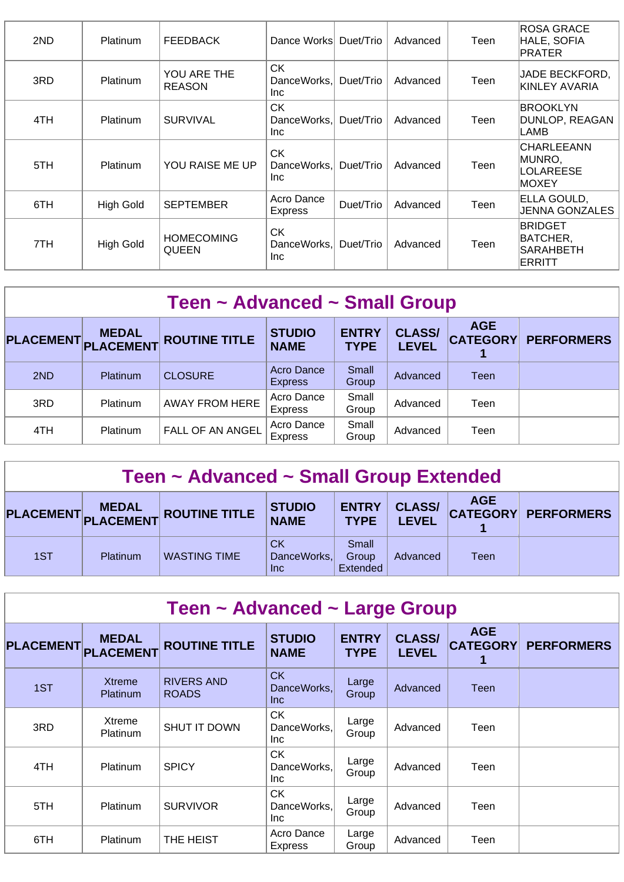| 2ND | Platinum | FEEDBACK | Dance Works | Duet/Trio | Advanced | Teen | ROSA GRACE HALE, SOFIA PRATER |
|---|---|---|---|---|---|---|---|
| 3RD | Platinum | YOU ARE THE REASON | CK DanceWorks, Inc | Duet/Trio | Advanced | Teen | JADE BECKFORD, KINLEY AVARIA |
| 4TH | Platinum | SURVIVAL | CK DanceWorks, Inc | Duet/Trio | Advanced | Teen | BROOKLYN DUNLOP, REAGAN LAMB |
| 5TH | Platinum | YOU RAISE ME UP | CK DanceWorks, Inc | Duet/Trio | Advanced | Teen | CHARLEEANN MUNRO, LOLAREESE MOXEY |
| 6TH | High Gold | SEPTEMBER | Acro Dance Express | Duet/Trio | Advanced | Teen | ELLA GOULD, JENNA GONZALES |
| 7TH | High Gold | HOMECOMING QUEEN | CK DanceWorks, Inc | Duet/Trio | Advanced | Teen | BRIDGET BATCHER, SARAHBETH ERRITT |

## Teen ~ Advanced ~ Small Group

| PLACEMENT | MEDAL PLACEMENT | ROUTINE TITLE | STUDIO NAME | ENTRY TYPE | CLASS/ LEVEL | AGE CATEGORY 1 | PERFORMERS |
|---|---|---|---|---|---|---|---|
| 2ND | Platinum | CLOSURE | Acro Dance Express | Small Group | Advanced | Teen | |
| 3RD | Platinum | AWAY FROM HERE | Acro Dance Express | Small Group | Advanced | Teen | |
| 4TH | Platinum | FALL OF AN ANGEL | Acro Dance Express | Small Group | Advanced | Teen | |

## Teen ~ Advanced ~ Small Group Extended

| PLACEMENT | MEDAL PLACEMENT | ROUTINE TITLE | STUDIO NAME | ENTRY TYPE | CLASS/ LEVEL | AGE CATEGORY 1 | PERFORMERS |
|---|---|---|---|---|---|---|---|
| 1ST | Platinum | WASTING TIME | CK DanceWorks, Inc | Small Group Extended | Advanced | Teen | |

## Teen ~ Advanced ~ Large Group

| PLACEMENT | MEDAL PLACEMENT | ROUTINE TITLE | STUDIO NAME | ENTRY TYPE | CLASS/ LEVEL | AGE CATEGORY 1 | PERFORMERS |
|---|---|---|---|---|---|---|---|
| 1ST | Xtreme Platinum | RIVERS AND ROADS | CK DanceWorks, Inc | Large Group | Advanced | Teen | |
| 3RD | Xtreme Platinum | SHUT IT DOWN | CK DanceWorks, Inc | Large Group | Advanced | Teen | |
| 4TH | Platinum | SPICY | CK DanceWorks, Inc | Large Group | Advanced | Teen | |
| 5TH | Platinum | SURVIVOR | CK DanceWorks, Inc | Large Group | Advanced | Teen | |
| 6TH | Platinum | THE HEIST | Acro Dance Express | Large Group | Advanced | Teen | |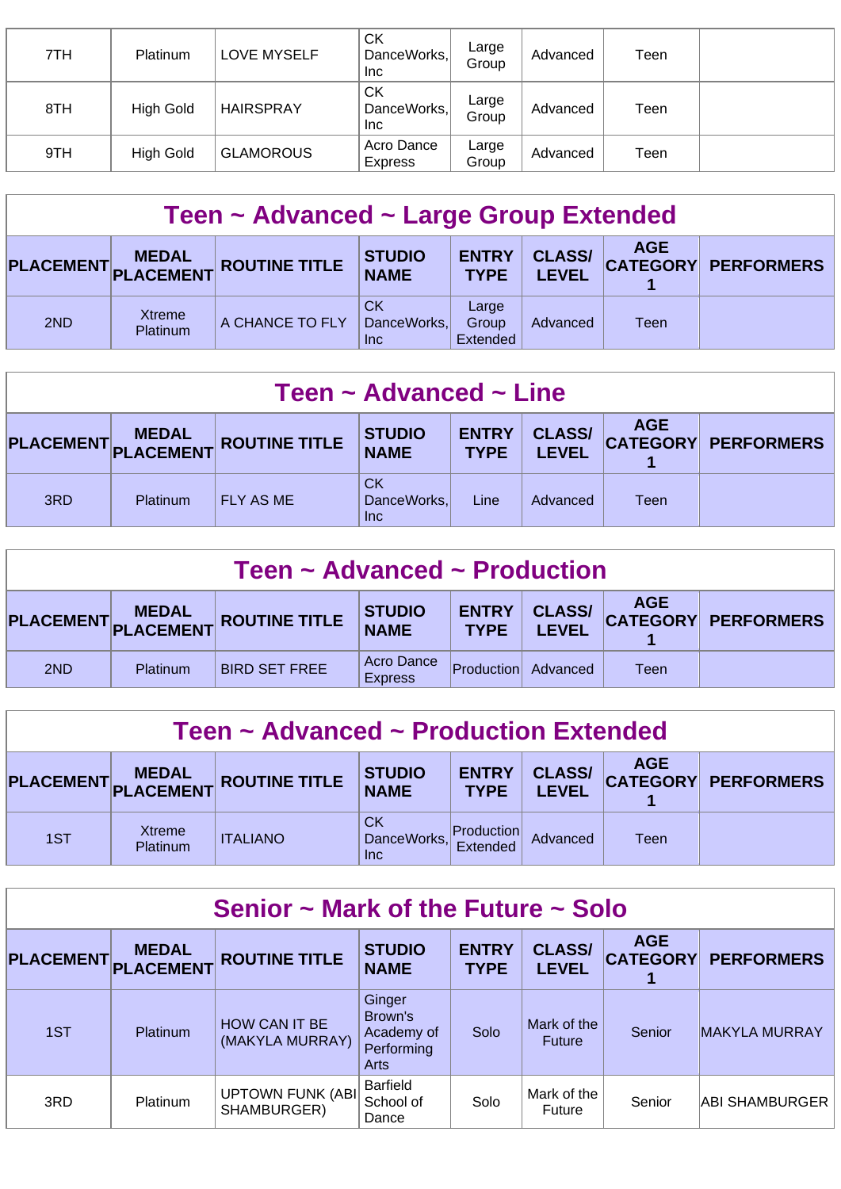| 7TH | Platinum | LOVE MYSELF | CK DanceWorks, Inc | Large Group | Advanced | Teen | |
|---|---|---|---|---|---|---|---|
| 8TH | High Gold | HAIRSPRAY | CK DanceWorks, Inc | Large Group | Advanced | Teen | |
| 9TH | High Gold | GLAMOROUS | Acro Dance Express | Large Group | Advanced | Teen | |

## Teen ~ Advanced ~ Large Group Extended

| PLACEMENT | MEDAL PLACEMENT | ROUTINE TITLE | STUDIO NAME | ENTRY TYPE | CLASS/ LEVEL | AGE CATEGORY 1 | PERFORMERS |
|---|---|---|---|---|---|---|---|
| 2ND | Xtreme Platinum | A CHANCE TO FLY | CK DanceWorks, Inc | Large Group Extended | Advanced | Teen | |

## Teen ~ Advanced ~ Line

| PLACEMENT | MEDAL PLACEMENT | ROUTINE TITLE | STUDIO NAME | ENTRY TYPE | CLASS/ LEVEL | AGE CATEGORY 1 | PERFORMERS |
|---|---|---|---|---|---|---|---|
| 3RD | Platinum | FLY AS ME | CK DanceWorks, Inc | Line | Advanced | Teen | |

## Teen ~ Advanced ~ Production

| PLACEMENT | MEDAL PLACEMENT | ROUTINE TITLE | STUDIO NAME | ENTRY TYPE | CLASS/ LEVEL | AGE CATEGORY 1 | PERFORMERS |
|---|---|---|---|---|---|---|---|
| 2ND | Platinum | BIRD SET FREE | Acro Dance Express | Production | Advanced | Teen | |

## Teen ~ Advanced ~ Production Extended

| PLACEMENT | MEDAL PLACEMENT | ROUTINE TITLE | STUDIO NAME | ENTRY TYPE | CLASS/ LEVEL | AGE CATEGORY 1 | PERFORMERS |
|---|---|---|---|---|---|---|---|
| 1ST | Xtreme Platinum | ITALIANO | CK DanceWorks, Inc | Production Extended | Advanced | Teen | |

## Senior ~ Mark of the Future ~ Solo

| PLACEMENT | MEDAL PLACEMENT | ROUTINE TITLE | STUDIO NAME | ENTRY TYPE | CLASS/ LEVEL | AGE CATEGORY 1 | PERFORMERS |
|---|---|---|---|---|---|---|---|
| 1ST | Platinum | HOW CAN IT BE (MAKYLA MURRAY) | Ginger Brown's Academy of Performing Arts | Solo | Mark of the Future | Senior | MAKYLA MURRAY |
| 3RD | Platinum | UPTOWN FUNK (ABI SHAMBURGER) | Barfield School of Dance | Solo | Mark of the Future | Senior | ABI SHAMBURGER |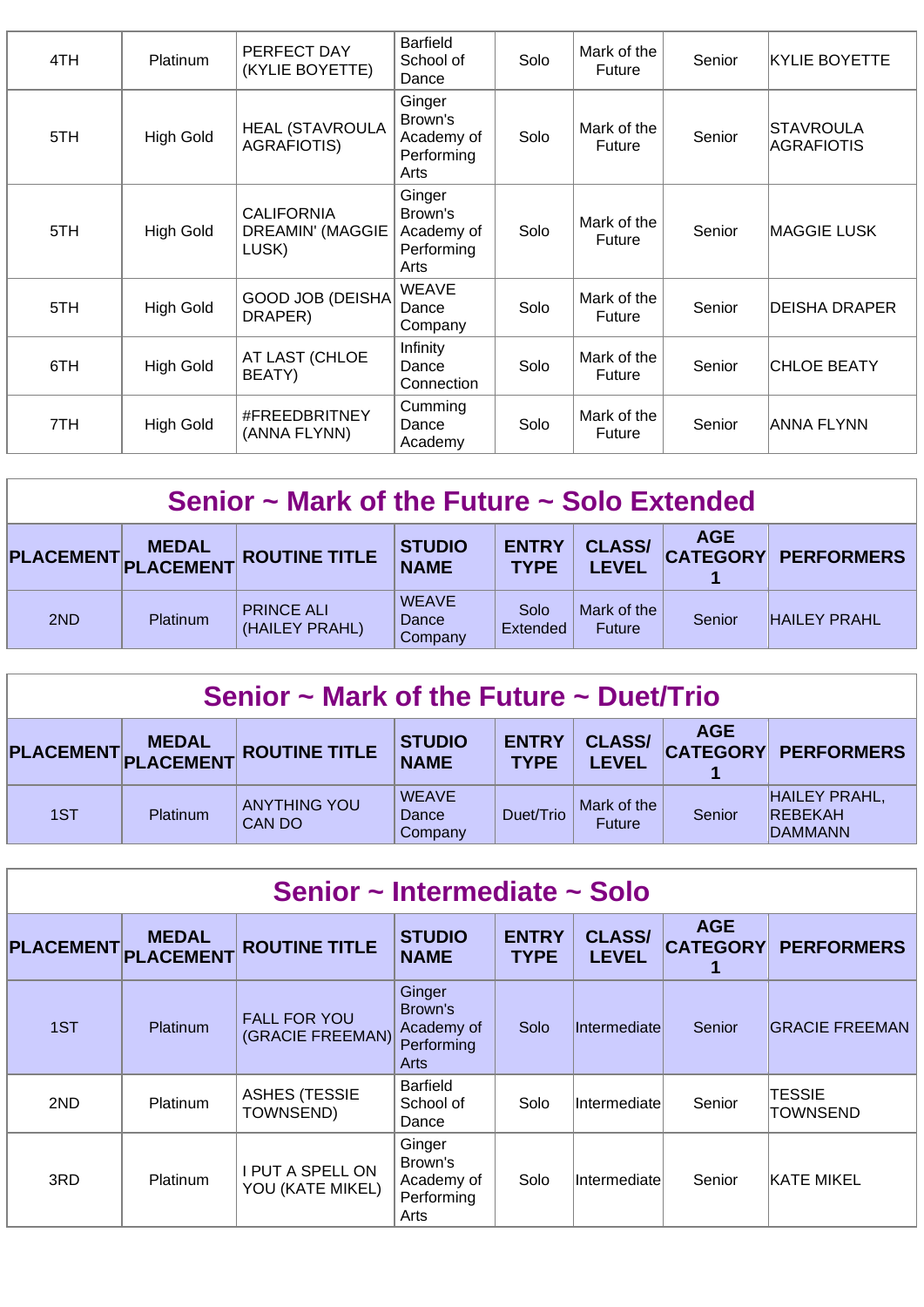| | | | | | | | |
|---|---|---|---|---|---|---|---|
| 4TH | Platinum | PERFECT DAY (KYLIE BOYETTE) | Barfield School of Dance | Solo | Mark of the Future | Senior | KYLIE BOYETTE |
| 5TH | High Gold | HEAL (STAVROULA AGRAFIOTIS) | Ginger Brown's Academy of Performing Arts | Solo | Mark of the Future | Senior | STAVROULA AGRAFIOTIS |
| 5TH | High Gold | CALIFORNIA DREAMIN' (MAGGIE LUSK) | Ginger Brown's Academy of Performing Arts | Solo | Mark of the Future | Senior | MAGGIE LUSK |
| 5TH | High Gold | GOOD JOB (DEISHA DRAPER) | WEAVE Dance Company | Solo | Mark of the Future | Senior | DEISHA DRAPER |
| 6TH | High Gold | AT LAST (CHLOE BEATY) | Infinity Dance Connection | Solo | Mark of the Future | Senior | CHLOE BEATY |
| 7TH | High Gold | #FREEDBRITNEY (ANNA FLYNN) | Cumming Dance Academy | Solo | Mark of the Future | Senior | ANNA FLYNN |

## Senior ~ Mark of the Future ~ Solo Extended

| PLACEMENT | MEDAL PLACEMENT | ROUTINE TITLE | STUDIO NAME | ENTRY TYPE | CLASS/ LEVEL | AGE CATEGORY 1 | PERFORMERS |
|---|---|---|---|---|---|---|---|
| 2ND | Platinum | PRINCE ALI (HAILEY PRAHL) | WEAVE Dance Company | Solo Extended | Mark of the Future | Senior | HAILEY PRAHL |

## Senior ~ Mark of the Future ~ Duet/Trio

| PLACEMENT | MEDAL PLACEMENT | ROUTINE TITLE | STUDIO NAME | ENTRY TYPE | CLASS/ LEVEL | AGE CATEGORY 1 | PERFORMERS |
|---|---|---|---|---|---|---|---|
| 1ST | Platinum | ANYTHING YOU CAN DO | WEAVE Dance Company | Duet/Trio | Mark of the Future | Senior | HAILEY PRAHL, REBEKAH DAMMANN |

## Senior ~ Intermediate ~ Solo

| PLACEMENT | MEDAL PLACEMENT | ROUTINE TITLE | STUDIO NAME | ENTRY TYPE | CLASS/ LEVEL | AGE CATEGORY 1 | PERFORMERS |
|---|---|---|---|---|---|---|---|
| 1ST | Platinum | FALL FOR YOU (GRACIE FREEMAN) | Ginger Brown's Academy of Performing Arts | Solo | Intermediate | Senior | GRACIE FREEMAN |
| 2ND | Platinum | ASHES (TESSIE TOWNSEND) | Barfield School of Dance | Solo | Intermediate | Senior | TESSIE TOWNSEND |
| 3RD | Platinum | I PUT A SPELL ON YOU (KATE MIKEL) | Ginger Brown's Academy of Performing Arts | Solo | Intermediate | Senior | KATE MIKEL |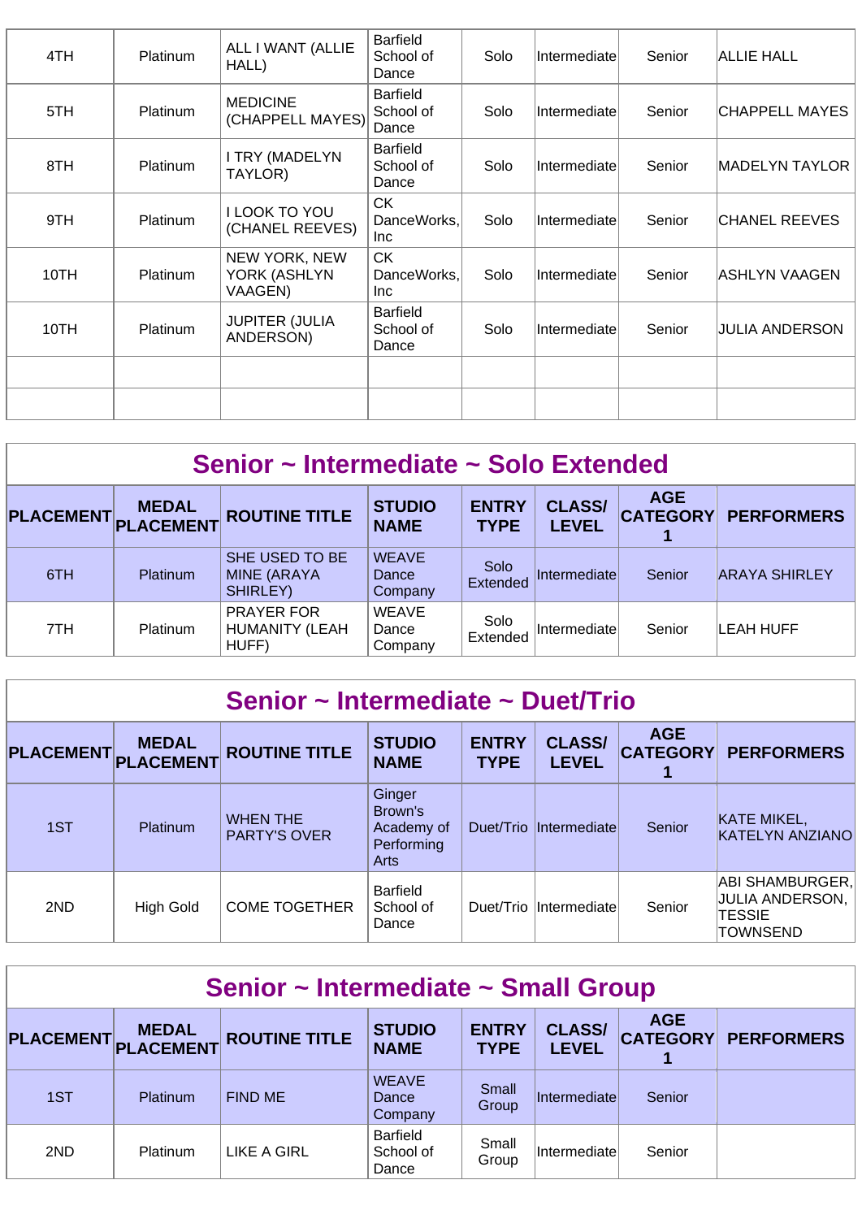| 4TH | Platinum | ALL I WANT (ALLIE HALL) | Barfield School of Dance | Solo | Intermediate | Senior | ALLIE HALL |
|---|---|---|---|---|---|---|---|
| 5TH | Platinum | MEDICINE (CHAPPELL MAYES) | Barfield School of Dance | Solo | Intermediate | Senior | CHAPPELL MAYES |
| 8TH | Platinum | I TRY (MADELYN TAYLOR) | Barfield School of Dance | Solo | Intermediate | Senior | MADELYN TAYLOR |
| 9TH | Platinum | I LOOK TO YOU (CHANEL REEVES) | CK DanceWorks, Inc | Solo | Intermediate | Senior | CHANEL REEVES |
| 10TH | Platinum | NEW YORK, NEW YORK (ASHLYN VAAGEN) | CK DanceWorks, Inc | Solo | Intermediate | Senior | ASHLYN VAAGEN |
| 10TH | Platinum | JUPITER (JULIA ANDERSON) | Barfield School of Dance | Solo | Intermediate | Senior | JULIA ANDERSON |
| | | | | | | | |
| | | | | | | | |

## Senior ~ Intermediate ~ Solo Extended

| PLACEMENT | MEDAL PLACEMENT | ROUTINE TITLE | STUDIO NAME | ENTRY TYPE | CLASS/ LEVEL | AGE CATEGORY 1 | PERFORMERS |
|---|---|---|---|---|---|---|---|
| 6TH | Platinum | SHE USED TO BE MINE (ARAYA SHIRLEY) | WEAVE Dance Company | Solo Extended | Intermediate | Senior | ARAYA SHIRLEY |
| 7TH | Platinum | PRAYER FOR HUMANITY (LEAH HUFF) | WEAVE Dance Company | Solo Extended | Intermediate | Senior | LEAH HUFF |

## Senior ~ Intermediate ~ Duet/Trio

| PLACEMENT | MEDAL PLACEMENT | ROUTINE TITLE | STUDIO NAME | ENTRY TYPE | CLASS/ LEVEL | AGE CATEGORY 1 | PERFORMERS |
|---|---|---|---|---|---|---|---|
| 1ST | Platinum | WHEN THE PARTY'S OVER | Ginger Brown's Academy of Performing Arts | Duet/Trio | Intermediate | Senior | KATE MIKEL, KATELYN ANZIANO |
| 2ND | High Gold | COME TOGETHER | Barfield School of Dance | Duet/Trio | Intermediate | Senior | ABI SHAMBURGER, JULIA ANDERSON, TESSIE TOWNSEND |

## Senior ~ Intermediate ~ Small Group

| PLACEMENT | MEDAL PLACEMENT | ROUTINE TITLE | STUDIO NAME | ENTRY TYPE | CLASS/ LEVEL | AGE CATEGORY 1 | PERFORMERS |
|---|---|---|---|---|---|---|---|
| 1ST | Platinum | FIND ME | WEAVE Dance Company | Small Group | Intermediate | Senior | |
| 2ND | Platinum | LIKE A GIRL | Barfield School of Dance | Small Group | Intermediate | Senior | |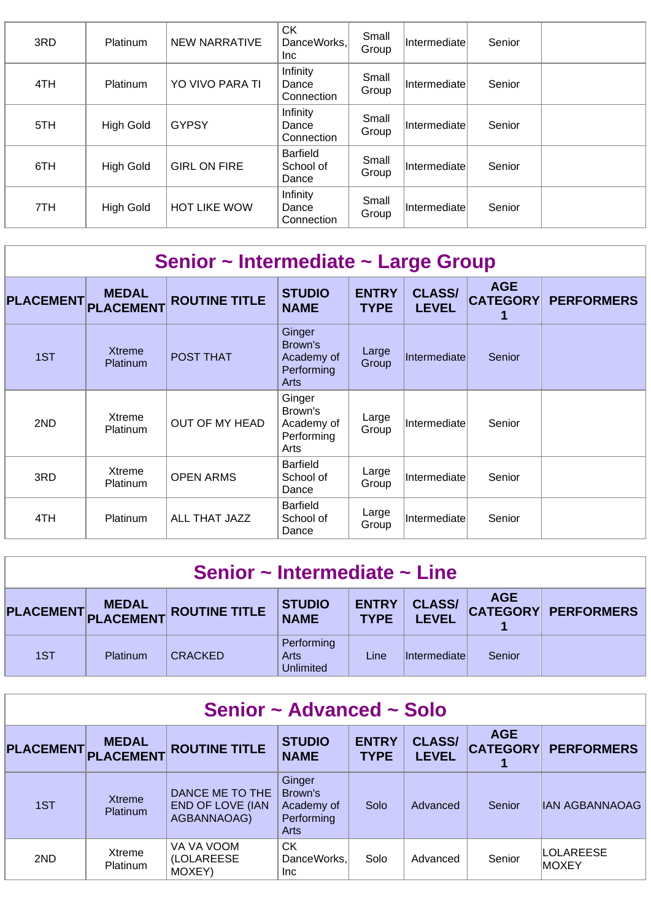| PLACEMENT | MEDAL PLACEMENT | ROUTINE TITLE | STUDIO NAME | ENTRY TYPE | CLASS/ LEVEL | AGE CATEGORY 1 | PERFORMERS |
|---|---|---|---|---|---|---|---|
| 3RD | Platinum | NEW NARRATIVE | CK DanceWorks, Inc | Small Group | Intermediate | Senior | |
| 4TH | Platinum | YO VIVO PARA TI | Infinity Dance Connection | Small Group | Intermediate | Senior | |
| 5TH | High Gold | GYPSY | Infinity Dance Connection | Small Group | Intermediate | Senior | |
| 6TH | High Gold | GIRL ON FIRE | Barfield School of Dance | Small Group | Intermediate | Senior | |
| 7TH | High Gold | HOT LIKE WOW | Infinity Dance Connection | Small Group | Intermediate | Senior | |

## Senior ~ Intermediate ~ Large Group

| PLACEMENT | MEDAL PLACEMENT | ROUTINE TITLE | STUDIO NAME | ENTRY TYPE | CLASS/ LEVEL | AGE CATEGORY 1 | PERFORMERS |
|---|---|---|---|---|---|---|---|
| 1ST | Xtreme Platinum | POST THAT | Ginger Brown's Academy of Performing Arts | Large Group | Intermediate | Senior | |
| 2ND | Xtreme Platinum | OUT OF MY HEAD | Ginger Brown's Academy of Performing Arts | Large Group | Intermediate | Senior | |
| 3RD | Xtreme Platinum | OPEN ARMS | Barfield School of Dance | Large Group | Intermediate | Senior | |
| 4TH | Platinum | ALL THAT JAZZ | Barfield School of Dance | Large Group | Intermediate | Senior | |

## Senior ~ Intermediate ~ Line

| PLACEMENT | MEDAL PLACEMENT | ROUTINE TITLE | STUDIO NAME | ENTRY TYPE | CLASS/ LEVEL | AGE CATEGORY 1 | PERFORMERS |
|---|---|---|---|---|---|---|---|
| 1ST | Platinum | CRACKED | Performing Arts Unlimited | Line | Intermediate | Senior | |

## Senior ~ Advanced ~ Solo

| PLACEMENT | MEDAL PLACEMENT | ROUTINE TITLE | STUDIO NAME | ENTRY TYPE | CLASS/ LEVEL | AGE CATEGORY 1 | PERFORMERS |
|---|---|---|---|---|---|---|---|
| 1ST | Xtreme Platinum | DANCE ME TO THE END OF LOVE (IAN AGBANNAOAG) | Ginger Brown's Academy of Performing Arts | Solo | Advanced | Senior | IAN AGBANNAOAG |
| 2ND | Xtreme Platinum | VA VA VOOM (LOLAREESE MOXEY) | CK DanceWorks, Inc | Solo | Advanced | Senior | LOLAREESE MOXEY |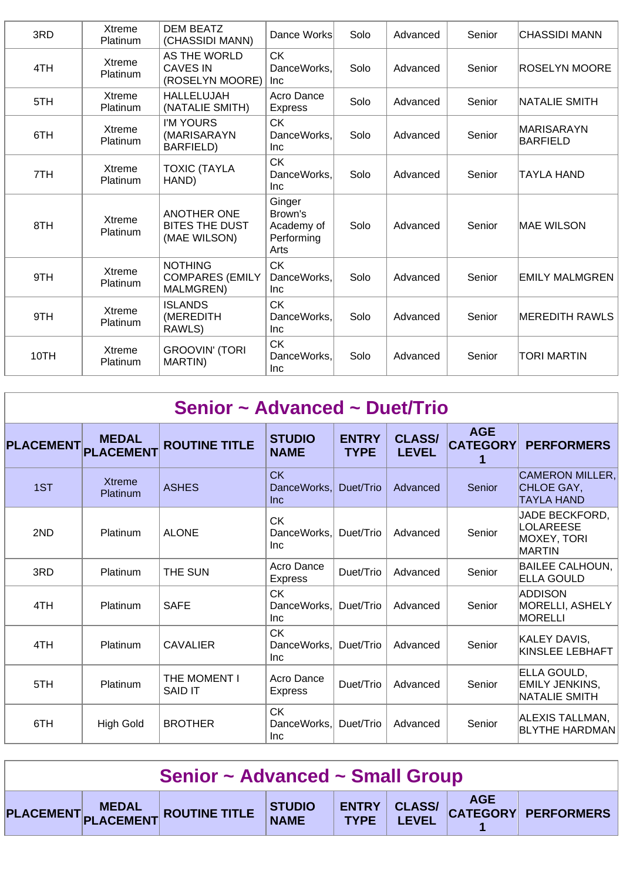| 3RD | Xtreme Platinum | DEM BEATZ (CHASSIDI MANN) | Dance Works | Solo | Advanced | Senior | CHASSIDI MANN |
|---|---|---|---|---|---|---|---|
| 4TH | Xtreme Platinum | AS THE WORLD CAVES IN (ROSELYN MOORE) | CK DanceWorks, Inc | Solo | Advanced | Senior | ROSELYN MOORE |
| 5TH | Xtreme Platinum | HALLELUJAH (NATALIE SMITH) | Acro Dance Express | Solo | Advanced | Senior | NATALIE SMITH |
| 6TH | Xtreme Platinum | I'M YOURS (MARISARAYN BARFIELD) | CK DanceWorks, Inc | Solo | Advanced | Senior | MARISARAYN BARFIELD |
| 7TH | Xtreme Platinum | TOXIC (TAYLA HAND) | CK DanceWorks, Inc | Solo | Advanced | Senior | TAYLA HAND |
| 8TH | Xtreme Platinum | ANOTHER ONE BITES THE DUST (MAE WILSON) | Ginger Brown's Academy of Performing Arts | Solo | Advanced | Senior | MAE WILSON |
| 9TH | Xtreme Platinum | NOTHING COMPARES (EMILY MALMGREN) | CK DanceWorks, Inc | Solo | Advanced | Senior | EMILY MALMGREN |
| 9TH | Xtreme Platinum | ISLANDS (MEREDITH RAWLS) | CK DanceWorks, Inc | Solo | Advanced | Senior | MEREDITH RAWLS |
| 10TH | Xtreme Platinum | GROOVIN' (TORI MARTIN) | CK DanceWorks, Inc | Solo | Advanced | Senior | TORI MARTIN |

## Senior ~ Advanced ~ Duet/Trio

| PLACEMENT | MEDAL PLACEMENT | ROUTINE TITLE | STUDIO NAME | ENTRY TYPE | CLASS/ LEVEL | AGE CATEGORY 1 | PERFORMERS |
|---|---|---|---|---|---|---|---|
| 1ST | Xtreme Platinum | ASHES | CK DanceWorks, Inc | Duet/Trio | Advanced | Senior | CAMERON MILLER, CHLOE GAY, TAYLA HAND |
| 2ND | Platinum | ALONE | CK DanceWorks, Inc | Duet/Trio | Advanced | Senior | JADE BECKFORD, LOLAREESE MOXEY, TORI MARTIN |
| 3RD | Platinum | THE SUN | Acro Dance Express | Duet/Trio | Advanced | Senior | BAILEE CALHOUN, ELLA GOULD |
| 4TH | Platinum | SAFE | CK DanceWorks, Inc | Duet/Trio | Advanced | Senior | ADDISON MORELLI, ASHELY MORELLI |
| 4TH | Platinum | CAVALIER | CK DanceWorks, Inc | Duet/Trio | Advanced | Senior | KALEY DAVIS, KINSLEE LEBHAFT |
| 5TH | Platinum | THE MOMENT I SAID IT | Acro Dance Express | Duet/Trio | Advanced | Senior | ELLA GOULD, EMILY JENKINS, NATALIE SMITH |
| 6TH | High Gold | BROTHER | CK DanceWorks, Inc | Duet/Trio | Advanced | Senior | ALEXIS TALLMAN, BLYTHE HARDMAN |

## Senior ~ Advanced ~ Small Group

| PLACEMENT | MEDAL PLACEMENT | ROUTINE TITLE | STUDIO NAME | ENTRY TYPE | CLASS/ LEVEL | AGE CATEGORY 1 | PERFORMERS |
|---|---|---|---|---|---|---|---|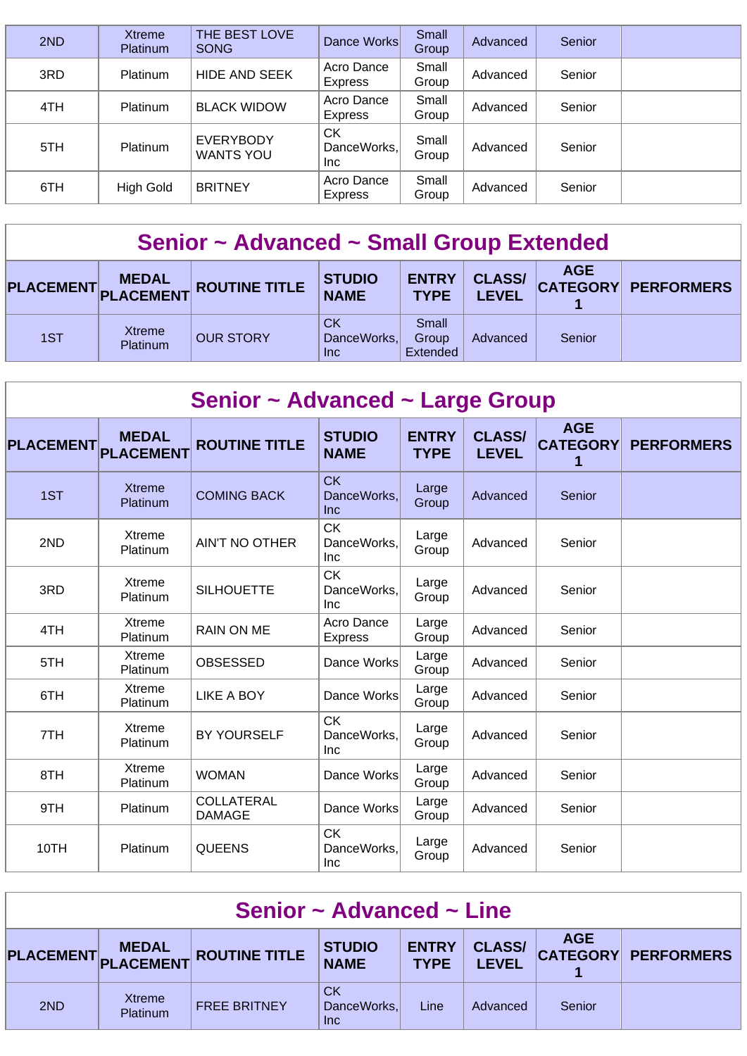| PLACEMENT | MEDAL PLACEMENT | ROUTINE TITLE | STUDIO NAME | ENTRY TYPE | CLASS/ LEVEL | AGE CATEGORY 1 | PERFORMERS |
|---|---|---|---|---|---|---|---|
| 2ND | Xtreme Platinum | THE BEST LOVE SONG | Dance Works | Small Group | Advanced | Senior | |
| 3RD | Platinum | HIDE AND SEEK | Acro Dance Express | Small Group | Advanced | Senior | |
| 4TH | Platinum | BLACK WIDOW | Acro Dance Express | Small Group | Advanced | Senior | |
| 5TH | Platinum | EVERYBODY WANTS YOU | CK DanceWorks, Inc | Small Group | Advanced | Senior | |
| 6TH | High Gold | BRITNEY | Acro Dance Express | Small Group | Advanced | Senior | |

## Senior ~ Advanced ~ Small Group Extended

| PLACEMENT | MEDAL PLACEMENT | ROUTINE TITLE | STUDIO NAME | ENTRY TYPE | CLASS/ LEVEL | AGE CATEGORY 1 | PERFORMERS |
|---|---|---|---|---|---|---|---|
| 1ST | Xtreme Platinum | OUR STORY | CK DanceWorks, Inc | Small Group Extended | Advanced | Senior | |

## Senior ~ Advanced ~ Large Group

| PLACEMENT | MEDAL PLACEMENT | ROUTINE TITLE | STUDIO NAME | ENTRY TYPE | CLASS/ LEVEL | AGE CATEGORY 1 | PERFORMERS |
|---|---|---|---|---|---|---|---|
| 1ST | Xtreme Platinum | COMING BACK | CK DanceWorks, Inc | Large Group | Advanced | Senior | |
| 2ND | Xtreme Platinum | AIN'T NO OTHER | CK DanceWorks, Inc | Large Group | Advanced | Senior | |
| 3RD | Xtreme Platinum | SILHOUETTE | CK DanceWorks, Inc | Large Group | Advanced | Senior | |
| 4TH | Xtreme Platinum | RAIN ON ME | Acro Dance Express | Large Group | Advanced | Senior | |
| 5TH | Xtreme Platinum | OBSESSED | Dance Works | Large Group | Advanced | Senior | |
| 6TH | Xtreme Platinum | LIKE A BOY | Dance Works | Large Group | Advanced | Senior | |
| 7TH | Xtreme Platinum | BY YOURSELF | CK DanceWorks, Inc | Large Group | Advanced | Senior | |
| 8TH | Xtreme Platinum | WOMAN | Dance Works | Large Group | Advanced | Senior | |
| 9TH | Platinum | COLLATERAL DAMAGE | Dance Works | Large Group | Advanced | Senior | |
| 10TH | Platinum | QUEENS | CK DanceWorks, Inc | Large Group | Advanced | Senior | |

## Senior ~ Advanced ~ Line

| PLACEMENT | MEDAL PLACEMENT | ROUTINE TITLE | STUDIO NAME | ENTRY TYPE | CLASS/ LEVEL | AGE CATEGORY 1 | PERFORMERS |
|---|---|---|---|---|---|---|---|
| 2ND | Xtreme Platinum | FREE BRITNEY | CK DanceWorks, Inc | Line | Advanced | Senior | |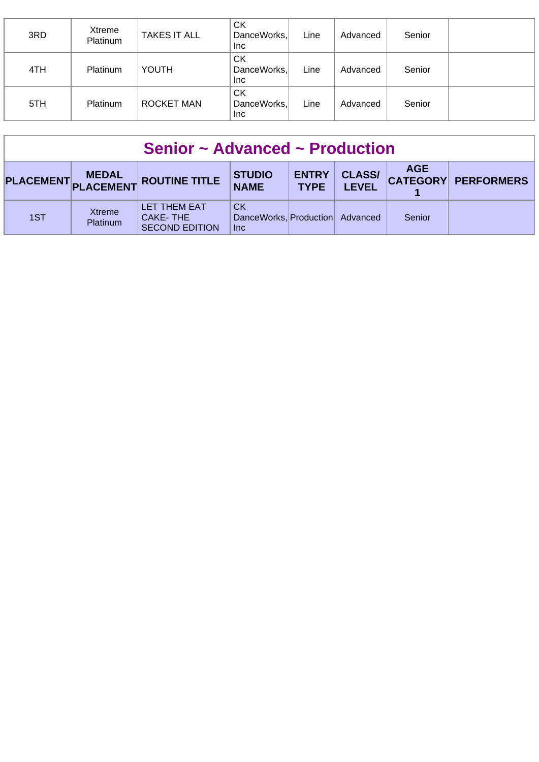| PLACEMENT | MEDAL PLACEMENT | ROUTINE TITLE | STUDIO NAME | ENTRY TYPE | CLASS/ LEVEL | AGE CATEGORY 1 | PERFORMERS |
|---|---|---|---|---|---|---|---|
| 3RD | Xtreme Platinum | TAKES IT ALL | CK DanceWorks, Inc | Line | Advanced | Senior | |
| 4TH | Platinum | YOUTH | CK DanceWorks, Inc | Line | Advanced | Senior | |
| 5TH | Platinum | ROCKET MAN | CK DanceWorks, Inc | Line | Advanced | Senior | |

## Senior ~ Advanced ~ Production

| PLACEMENT | MEDAL PLACEMENT | ROUTINE TITLE | STUDIO NAME | ENTRY TYPE | CLASS/ LEVEL | AGE CATEGORY 1 | PERFORMERS |
|---|---|---|---|---|---|---|---|
| 1ST | Xtreme Platinum | LET THEM EAT CAKE- THE SECOND EDITION | CK DanceWorks, Inc | Production | Advanced | Senior | |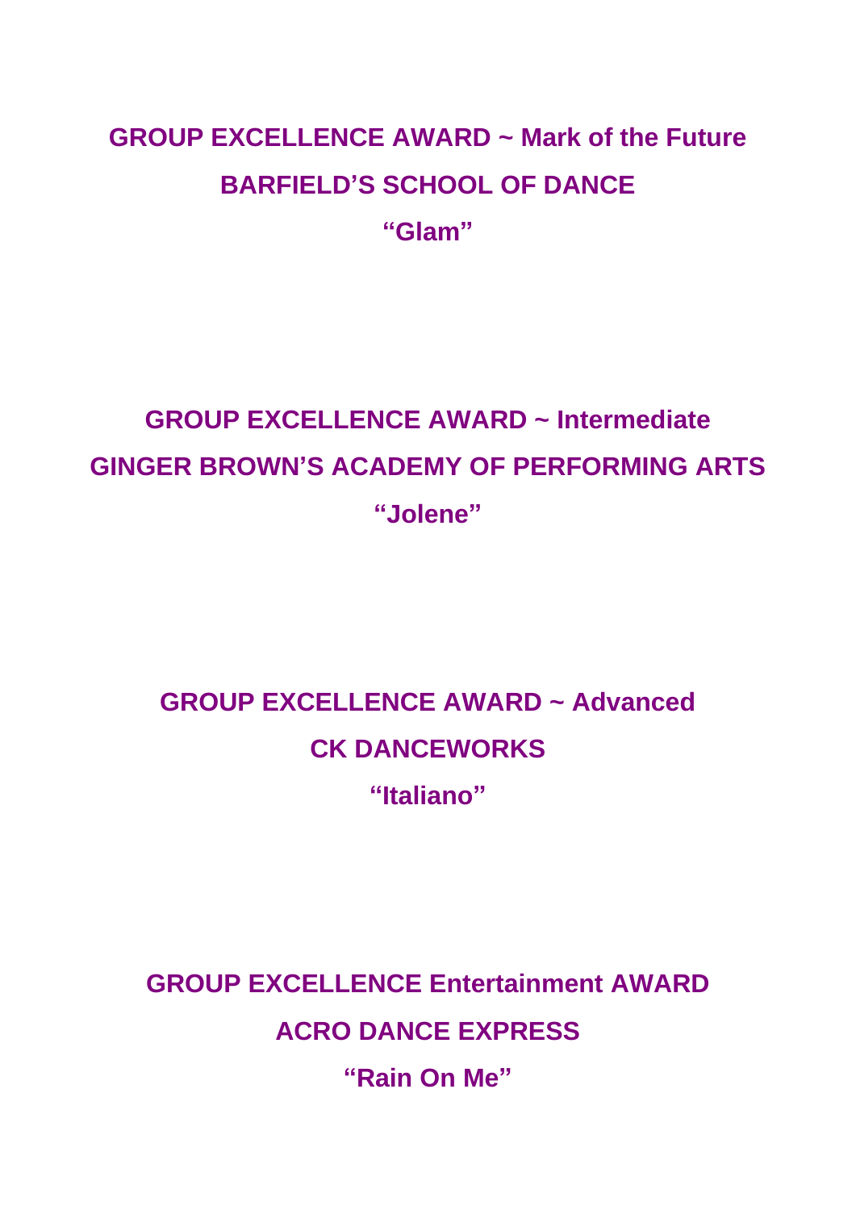**GROUP EXCELLENCE AWARD ~ Mark of the Future**

**BARFIELD'S SCHOOL OF DANCE**

**"Glam"**

**GROUP EXCELLENCE AWARD ~ Intermediate**

**GINGER BROWN'S ACADEMY OF PERFORMING ARTS**

**"Jolene"**

**GROUP EXCELLENCE AWARD ~ Advanced**

**CK DANCEWORKS**

**"Italiano"**

**GROUP EXCELLENCE Entertainment AWARD**

**ACRO DANCE EXPRESS**

**"Rain On Me"**